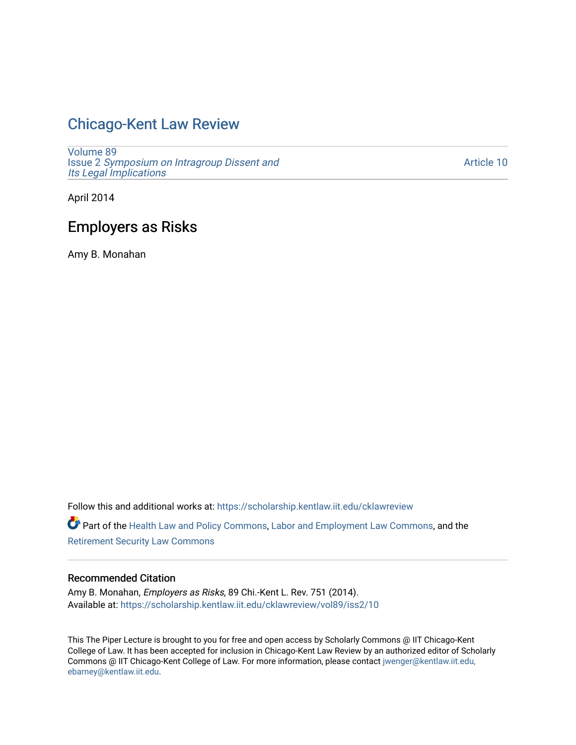# Chicago-Kent Law Review

Volume 89
Issue 2 *Symposium on Intragroup Dissent and Its Legal Implications*

Article 10

April 2014

## Employers as Risks

Amy B. Monahan

Follow this and additional works at: https://scholarship.kentlaw.iit.edu/cklawreview

Part of the Health Law and Policy Commons, Labor and Employment Law Commons, and the Retirement Security Law Commons

### Recommended Citation

Amy B. Monahan, *Employers as Risks*, 89 Chi.-Kent L. Rev. 751 (2014).
Available at: https://scholarship.kentlaw.iit.edu/cklawreview/vol89/iss2/10

This The Piper Lecture is brought to you for free and open access by Scholarly Commons @ IIT Chicago-Kent College of Law. It has been accepted for inclusion in Chicago-Kent Law Review by an authorized editor of Scholarly Commons @ IIT Chicago-Kent College of Law. For more information, please contact jwenger@kentlaw.iit.edu, ebarney@kentlaw.iit.edu.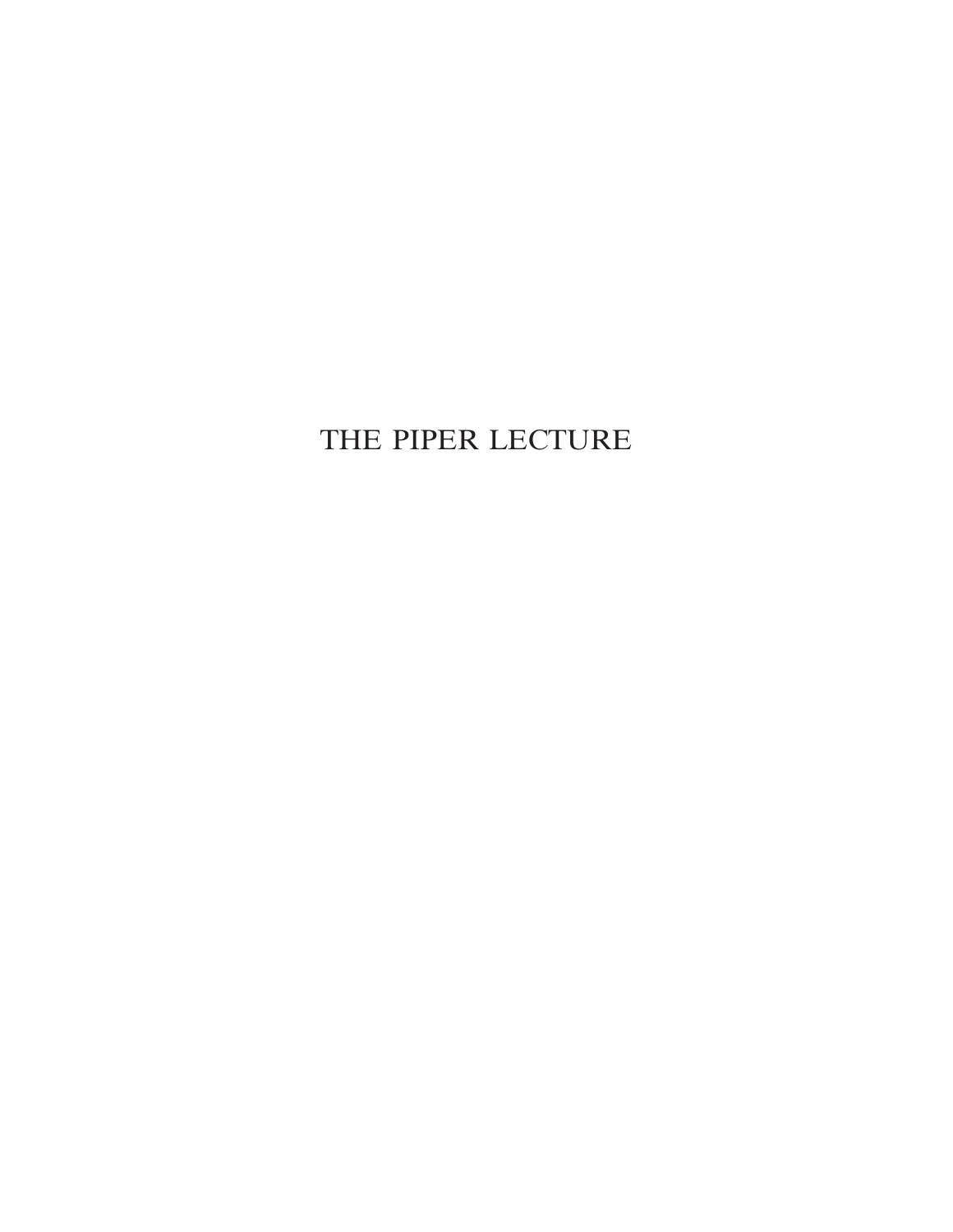# THE PIPER LECTURE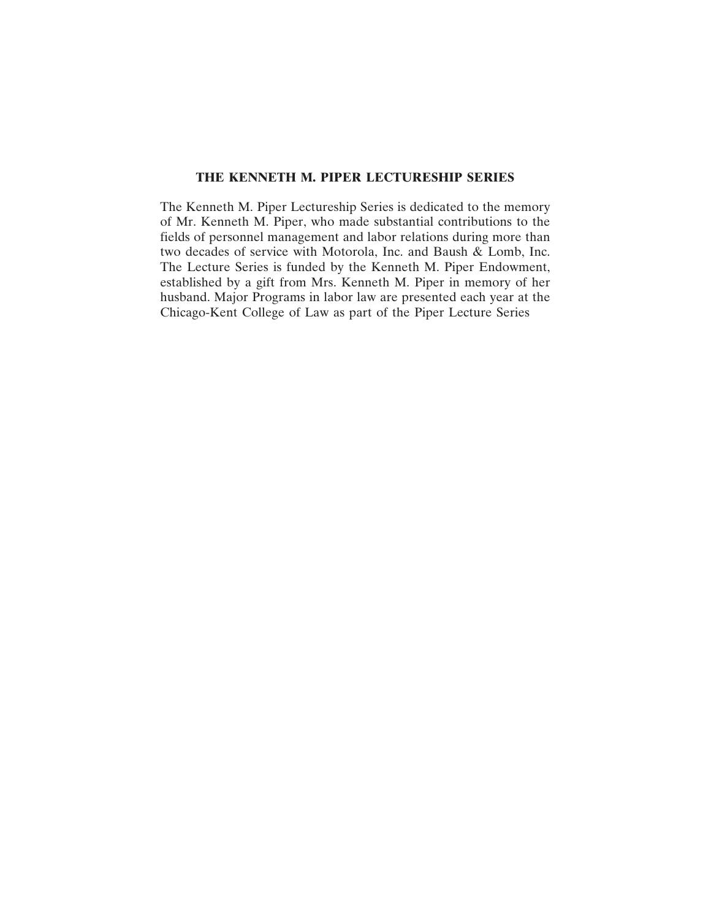## THE KENNETH M. PIPER LECTURESHIP SERIES

The Kenneth M. Piper Lectureship Series is dedicated to the memory of Mr. Kenneth M. Piper, who made substantial contributions to the fields of personnel management and labor relations during more than two decades of service with Motorola, Inc. and Baush & Lomb, Inc. The Lecture Series is funded by the Kenneth M. Piper Endowment, established by a gift from Mrs. Kenneth M. Piper in memory of her husband. Major Programs in labor law are presented each year at the Chicago-Kent College of Law as part of the Piper Lecture Series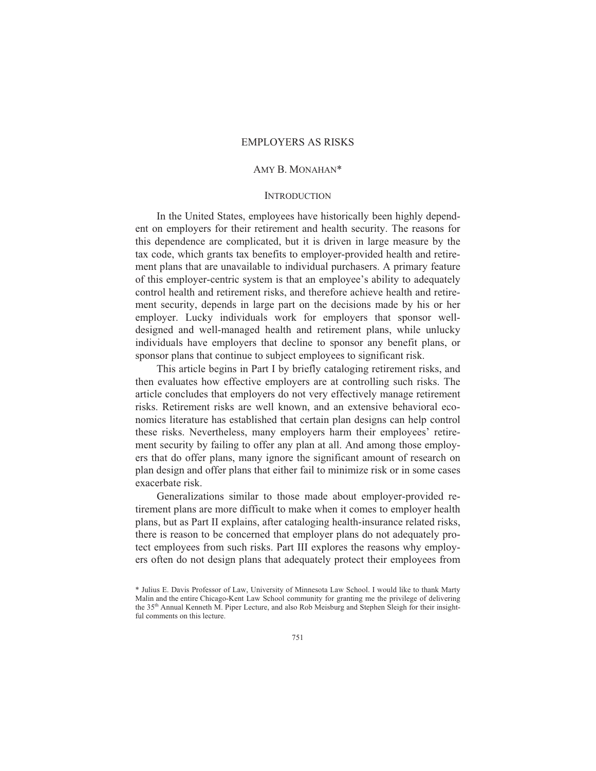# EMPLOYERS AS RISKS

AMY B. MONAHAN*

## INTRODUCTION

In the United States, employees have historically been highly dependent on employers for their retirement and health security. The reasons for this dependence are complicated, but it is driven in large measure by the tax code, which grants tax benefits to employer-provided health and retirement plans that are unavailable to individual purchasers. A primary feature of this employer-centric system is that an employee's ability to adequately control health and retirement risks, and therefore achieve health and retirement security, depends in large part on the decisions made by his or her employer. Lucky individuals work for employers that sponsor well-designed and well-managed health and retirement plans, while unlucky individuals have employers that decline to sponsor any benefit plans, or sponsor plans that continue to subject employees to significant risk.

This article begins in Part I by briefly cataloging retirement risks, and then evaluates how effective employers are at controlling such risks. The article concludes that employers do not very effectively manage retirement risks. Retirement risks are well known, and an extensive behavioral economics literature has established that certain plan designs can help control these risks. Nevertheless, many employers harm their employees' retirement security by failing to offer any plan at all. And among those employers that do offer plans, many ignore the significant amount of research on plan design and offer plans that either fail to minimize risk or in some cases exacerbate risk.

Generalizations similar to those made about employer-provided retirement plans are more difficult to make when it comes to employer health plans, but as Part II explains, after cataloging health-insurance related risks, there is reason to be concerned that employer plans do not adequately protect employees from such risks. Part III explores the reasons why employers often do not design plans that adequately protect their employees from

\* Julius E. Davis Professor of Law, University of Minnesota Law School. I would like to thank Marty Malin and the entire Chicago-Kent Law School community for granting me the privilege of delivering the 35th Annual Kenneth M. Piper Lecture, and also Rob Meisburg and Stephen Sleigh for their insightful comments on this lecture.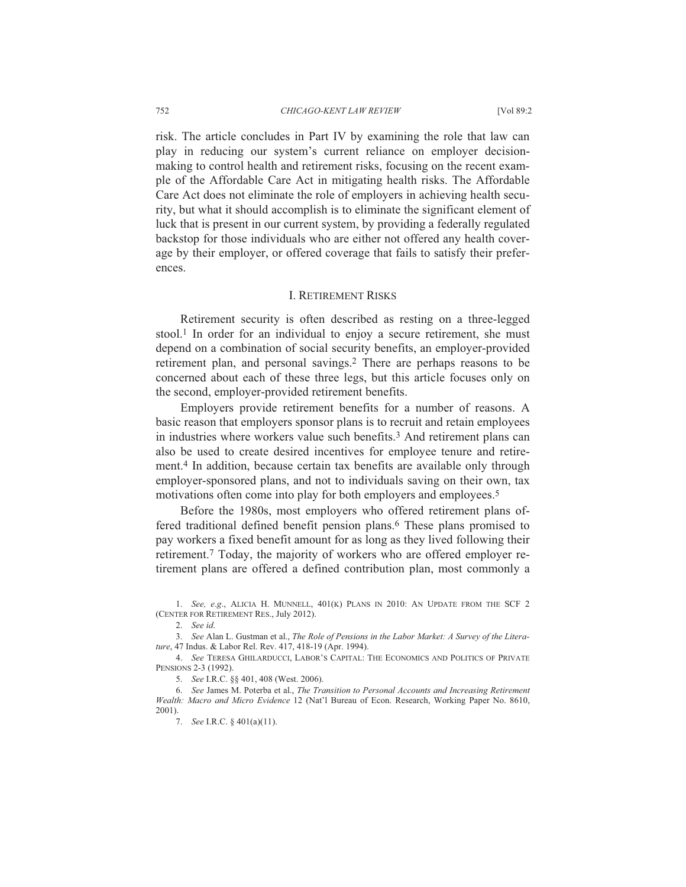risk. The article concludes in Part IV by examining the role that law can play in reducing our system's current reliance on employer decision-making to control health and retirement risks, focusing on the recent example of the Affordable Care Act in mitigating health risks. The Affordable Care Act does not eliminate the role of employers in achieving health security, but what it should accomplish is to eliminate the significant element of luck that is present in our current system, by providing a federally regulated backstop for those individuals who are either not offered any health coverage by their employer, or offered coverage that fails to satisfy their preferences.

## I. RETIREMENT RISKS

Retirement security is often described as resting on a three-legged stool.[1] In order for an individual to enjoy a secure retirement, she must depend on a combination of social security benefits, an employer-provided retirement plan, and personal savings.[2] There are perhaps reasons to be concerned about each of these three legs, but this article focuses only on the second, employer-provided retirement benefits.

Employers provide retirement benefits for a number of reasons. A basic reason that employers sponsor plans is to recruit and retain employees in industries where workers value such benefits.[3] And retirement plans can also be used to create desired incentives for employee tenure and retirement.[4] In addition, because certain tax benefits are available only through employer-sponsored plans, and not to individuals saving on their own, tax motivations often come into play for both employers and employees.[5]

Before the 1980s, most employers who offered retirement plans offered traditional defined benefit pension plans.[6] These plans promised to pay workers a fixed benefit amount for as long as they lived following their retirement.[7] Today, the majority of workers who are offered employer retirement plans are offered a defined contribution plan, most commonly a

---

1. *See, e.g.*, ALICIA H. MUNNELL, 401(K) PLANS IN 2010: AN UPDATE FROM THE SCF 2 (CENTER FOR RETIREMENT RES., July 2012).

2. *See id.*

3. *See* Alan L. Gustman et al., *The Role of Pensions in the Labor Market: A Survey of the Literature*, 47 Indus. & Labor Rel. Rev. 417, 418-19 (Apr. 1994).

4. *See* TERESA GHILARDUCCI, LABOR'S CAPITAL: THE ECONOMICS AND POLITICS OF PRIVATE PENSIONS 2-3 (1992).

5. *See* I.R.C. §§ 401, 408 (West. 2006).

6. *See* James M. Poterba et al., *The Transition to Personal Accounts and Increasing Retirement Wealth: Macro and Micro Evidence* 12 (Nat'l Bureau of Econ. Research, Working Paper No. 8610, 2001).

7. *See* I.R.C. § 401(a)(11).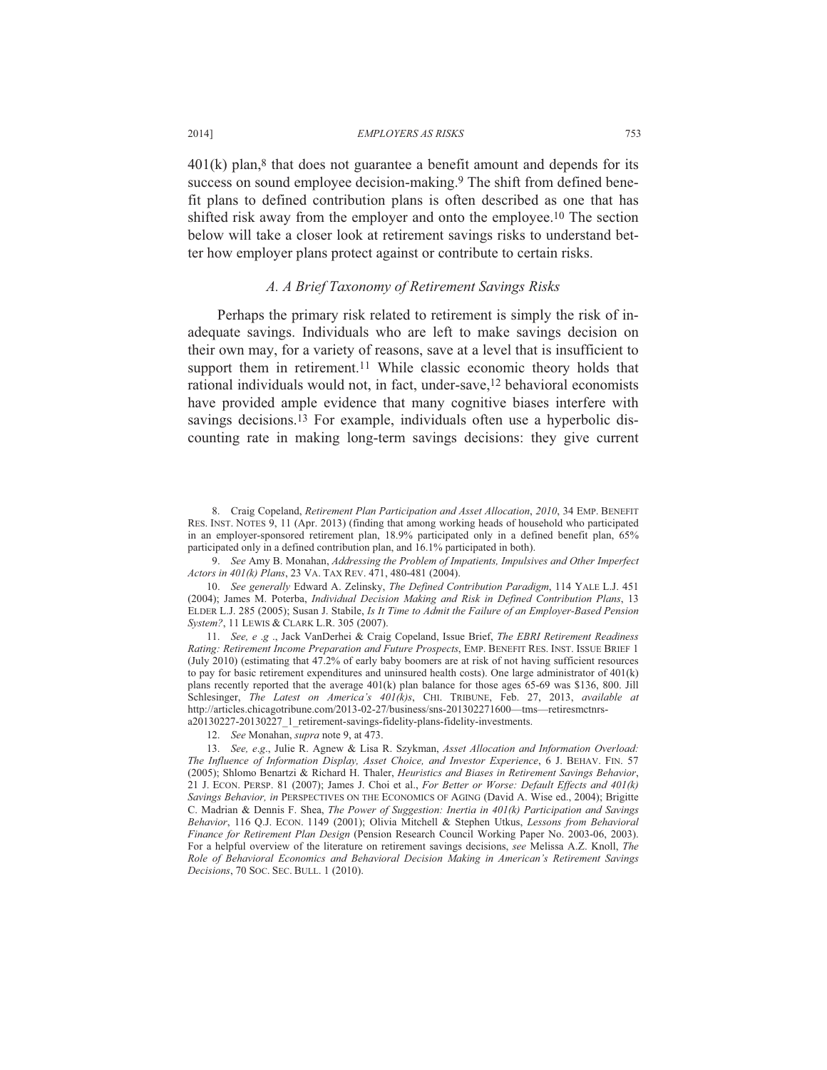401(k) plan,[8] that does not guarantee a benefit amount and depends for its success on sound employee decision-making.[9] The shift from defined benefit plans to defined contribution plans is often described as one that has shifted risk away from the employer and onto the employee.[10] The section below will take a closer look at retirement savings risks to understand better how employer plans protect against or contribute to certain risks.

### *A. A Brief Taxonomy of Retirement Savings Risks*

Perhaps the primary risk related to retirement is simply the risk of inadequate savings. Individuals who are left to make savings decision on their own may, for a variety of reasons, save at a level that is insufficient to support them in retirement.[11] While classic economic theory holds that rational individuals would not, in fact, under-save,[12] behavioral economists have provided ample evidence that many cognitive biases interfere with savings decisions.[13] For example, individuals often use a hyperbolic discounting rate in making long-term savings decisions: they give current

---

8. Craig Copeland, *Retirement Plan Participation and Asset Allocation*, *2010*, 34 EMP. BENEFIT RES. INST. NOTES 9, 11 (Apr. 2013) (finding that among working heads of household who participated in an employer-sponsored retirement plan, 18.9% participated only in a defined benefit plan, 65% participated only in a defined contribution plan, and 16.1% participated in both).

9. *See* Amy B. Monahan, *Addressing the Problem of Impatients, Impulsives and Other Imperfect Actors in 401(k) Plans*, 23 VA. TAX REV. 471, 480-481 (2004).

10. *See generally* Edward A. Zelinsky, *The Defined Contribution Paradigm*, 114 YALE L.J. 451 (2004); James M. Poterba, *Individual Decision Making and Risk in Defined Contribution Plans*, 13 ELDER L.J. 285 (2005); Susan J. Stabile, *Is It Time to Admit the Failure of an Employer-Based Pension System?*, 11 LEWIS & CLARK L.R. 305 (2007).

11. *See, e .g .*, Jack VanDerhei & Craig Copeland, Issue Brief, *The EBRI Retirement Readiness Rating: Retirement Income Preparation and Future Prospects*, EMP. BENEFIT RES. INST. ISSUE BRIEF 1 (July 2010) (estimating that 47.2% of early baby boomers are at risk of not having sufficient resources to pay for basic retirement expenditures and uninsured health costs). One large administrator of 401(k) plans recently reported that the average 401(k) plan balance for those ages 65-69 was $136, 800. Jill Schlesinger, *The Latest on America's 401(k)s*, CHI. TRIBUNE, Feb. 27, 2013, *available at* http://articles.chicagotribune.com/2013-02-27/business/sns-201302271600—tms—retiresmctnrs-a20130227-20130227_1_retirement-savings-fidelity-plans-fidelity-investments.

12. *See* Monahan, *supra* note 9, at 473.

13. *See, e.g*., Julie R. Agnew & Lisa R. Szykman, *Asset Allocation and Information Overload: The Influence of Information Display, Asset Choice, and Investor Experience*, 6 J. BEHAV. FIN. 57 (2005); Shlomo Benartzi & Richard H. Thaler, *Heuristics and Biases in Retirement Savings Behavior*, 21 J. ECON. PERSP. 81 (2007); James J. Choi et al., *For Better or Worse: Default Effects and 401(k) Savings Behavior, in* PERSPECTIVES ON THE ECONOMICS OF AGING (David A. Wise ed., 2004); Brigitte C. Madrian & Dennis F. Shea, *The Power of Suggestion: Inertia in 401(k) Participation and Savings Behavior*, 116 Q.J. ECON. 1149 (2001); Olivia Mitchell & Stephen Utkus, *Lessons from Behavioral Finance for Retirement Plan Design* (Pension Research Council Working Paper No. 2003-06, 2003). For a helpful overview of the literature on retirement savings decisions, *see* Melissa A.Z. Knoll, *The Role of Behavioral Economics and Behavioral Decision Making in American's Retirement Savings Decisions*, 70 SOC. SEC. BULL. 1 (2010).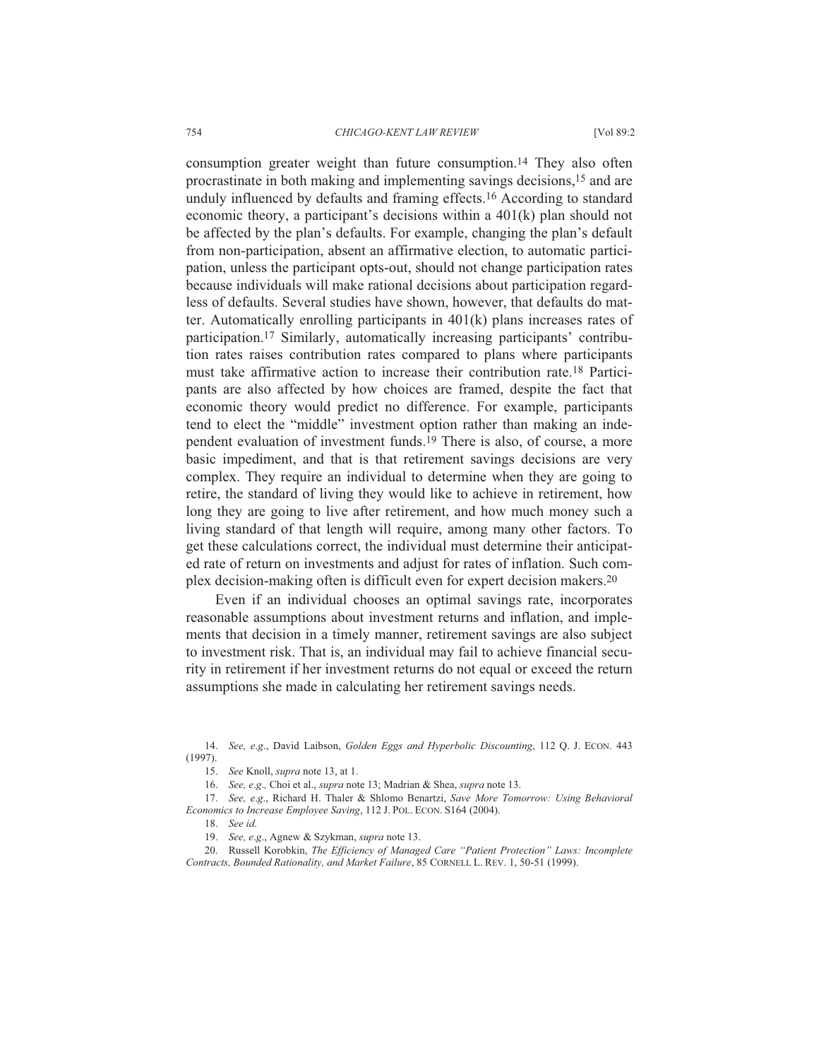consumption greater weight than future consumption.[14] They also often procrastinate in both making and implementing savings decisions,[15] and are unduly influenced by defaults and framing effects.[16] According to standard economic theory, a participant's decisions within a 401(k) plan should not be affected by the plan's defaults. For example, changing the plan's default from non-participation, absent an affirmative election, to automatic participation, unless the participant opts-out, should not change participation rates because individuals will make rational decisions about participation regardless of defaults. Several studies have shown, however, that defaults do matter. Automatically enrolling participants in 401(k) plans increases rates of participation.[17] Similarly, automatically increasing participants' contribution rates raises contribution rates compared to plans where participants must take affirmative action to increase their contribution rate.[18] Participants are also affected by how choices are framed, despite the fact that economic theory would predict no difference. For example, participants tend to elect the "middle" investment option rather than making an independent evaluation of investment funds.[19] There is also, of course, a more basic impediment, and that is that retirement savings decisions are very complex. They require an individual to determine when they are going to retire, the standard of living they would like to achieve in retirement, how long they are going to live after retirement, and how much money such a living standard of that length will require, among many other factors. To get these calculations correct, the individual must determine their anticipated rate of return on investments and adjust for rates of inflation. Such complex decision-making often is difficult even for expert decision makers.[20]

Even if an individual chooses an optimal savings rate, incorporates reasonable assumptions about investment returns and inflation, and implements that decision in a timely manner, retirement savings are also subject to investment risk. That is, an individual may fail to achieve financial security in retirement if her investment returns do not equal or exceed the return assumptions she made in calculating her retirement savings needs.

---

14. *See, e.g*., David Laibson, *Golden Eggs and Hyperbolic Discounting*, 112 Q. J. ECON. 443 (1997).

15. *See* Knoll, *supra* note 13, at 1.

16. *See, e.g*., Choi et al., *supra* note 13; Madrian & Shea, *supra* note 13.

17. *See, e.g*., Richard H. Thaler & Shlomo Benartzi, *Save More Tomorrow: Using Behavioral Economics to Increase Employee Saving*, 112 J. POL. ECON. S164 (2004).

18. *See id*.

19. *See, e.g*., Agnew & Szykman, *supra* note 13.

20. Russell Korobkin, *The Efficiency of Managed Care "Patient Protection" Laws: Incomplete Contracts, Bounded Rationality, and Market Failure*, 85 CORNELL L. REV. 1, 50-51 (1999).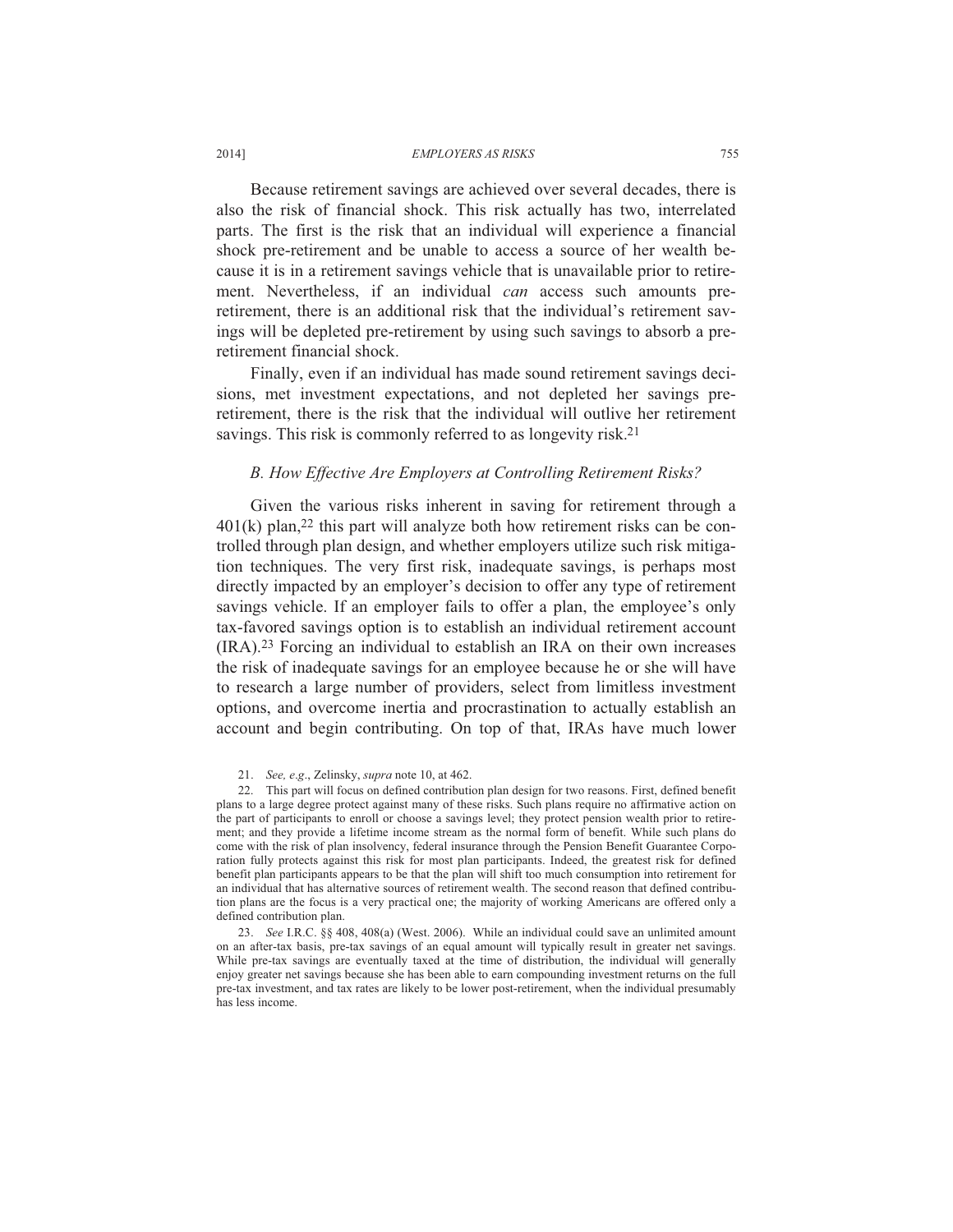Because retirement savings are achieved over several decades, there is also the risk of financial shock. This risk actually has two, interrelated parts. The first is the risk that an individual will experience a financial shock pre-retirement and be unable to access a source of her wealth because it is in a retirement savings vehicle that is unavailable prior to retirement. Nevertheless, if an individual *can* access such amounts pre-retirement, there is an additional risk that the individual's retirement savings will be depleted pre-retirement by using such savings to absorb a pre-retirement financial shock.

Finally, even if an individual has made sound retirement savings decisions, met investment expectations, and not depleted her savings pre-retirement, there is the risk that the individual will outlive her retirement savings. This risk is commonly referred to as longevity risk.[21]

### *B. How Effective Are Employers at Controlling Retirement Risks?*

Given the various risks inherent in saving for retirement through a 401(k) plan,[22] this part will analyze both how retirement risks can be controlled through plan design, and whether employers utilize such risk mitigation techniques. The very first risk, inadequate savings, is perhaps most directly impacted by an employer's decision to offer any type of retirement savings vehicle. If an employer fails to offer a plan, the employee's only tax-favored savings option is to establish an individual retirement account (IRA).[23] Forcing an individual to establish an IRA on their own increases the risk of inadequate savings for an employee because he or she will have to research a large number of providers, select from limitless investment options, and overcome inertia and procrastination to actually establish an account and begin contributing. On top of that, IRAs have much lower

21. *See, e.g*., Zelinsky, *supra* note 10, at 462.

22. This part will focus on defined contribution plan design for two reasons. First, defined benefit plans to a large degree protect against many of these risks. Such plans require no affirmative action on the part of participants to enroll or choose a savings level; they protect pension wealth prior to retirement; and they provide a lifetime income stream as the normal form of benefit. While such plans do come with the risk of plan insolvency, federal insurance through the Pension Benefit Guarantee Corporation fully protects against this risk for most plan participants. Indeed, the greatest risk for defined benefit plan participants appears to be that the plan will shift too much consumption into retirement for an individual that has alternative sources of retirement wealth. The second reason that defined contribution plans are the focus is a very practical one; the majority of working Americans are offered only a defined contribution plan.

23. *See* I.R.C. §§ 408, 408(a) (West. 2006). While an individual could save an unlimited amount on an after-tax basis, pre-tax savings of an equal amount will typically result in greater net savings. While pre-tax savings are eventually taxed at the time of distribution, the individual will generally enjoy greater net savings because she has been able to earn compounding investment returns on the full pre-tax investment, and tax rates are likely to be lower post-retirement, when the individual presumably has less income.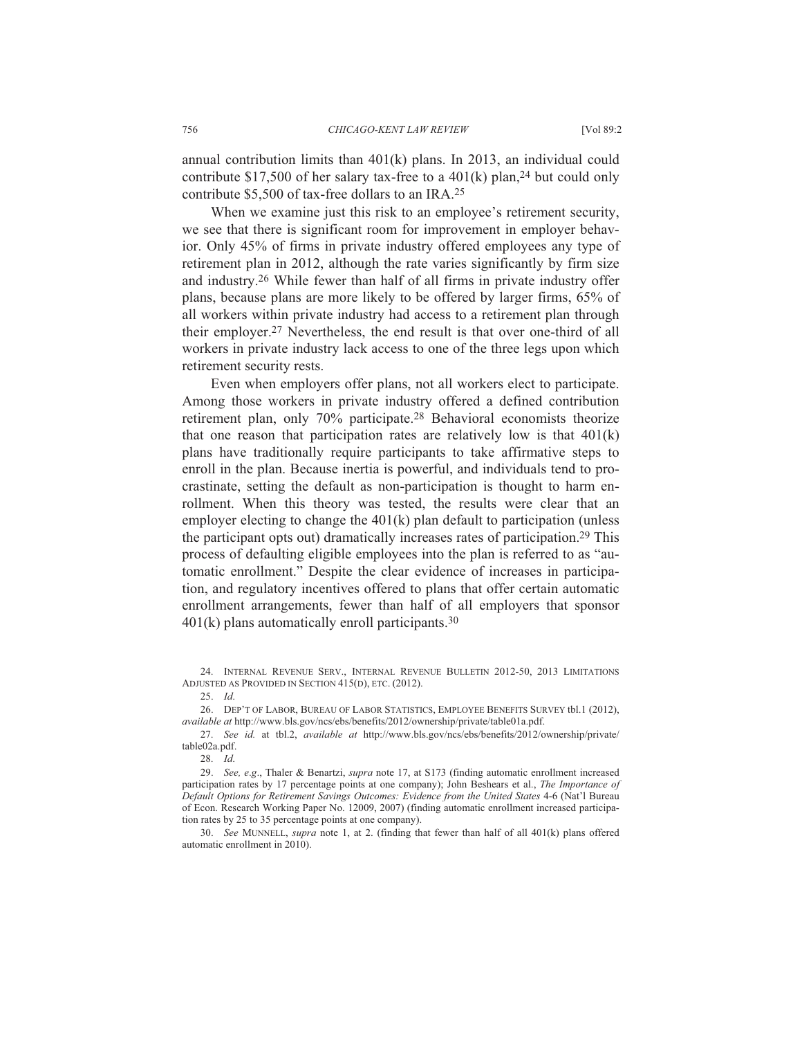annual contribution limits than 401(k) plans. In 2013, an individual could contribute $17,500 of her salary tax-free to a 401(k) plan,[24] but could only contribute $5,500 of tax-free dollars to an IRA.[25]

When we examine just this risk to an employee's retirement security, we see that there is significant room for improvement in employer behavior. Only 45% of firms in private industry offered employees any type of retirement plan in 2012, although the rate varies significantly by firm size and industry.[26] While fewer than half of all firms in private industry offer plans, because plans are more likely to be offered by larger firms, 65% of all workers within private industry had access to a retirement plan through their employer.[27] Nevertheless, the end result is that over one-third of all workers in private industry lack access to one of the three legs upon which retirement security rests.

Even when employers offer plans, not all workers elect to participate. Among those workers in private industry offered a defined contribution retirement plan, only 70% participate.[28] Behavioral economists theorize that one reason that participation rates are relatively low is that 401(k) plans have traditionally require participants to take affirmative steps to enroll in the plan. Because inertia is powerful, and individuals tend to procrastinate, setting the default as non-participation is thought to harm enrollment. When this theory was tested, the results were clear that an employer electing to change the 401(k) plan default to participation (unless the participant opts out) dramatically increases rates of participation.[29] This process of defaulting eligible employees into the plan is referred to as "automatic enrollment." Despite the clear evidence of increases in participation, and regulatory incentives offered to plans that offer certain automatic enrollment arrangements, fewer than half of all employers that sponsor 401(k) plans automatically enroll participants.[30]

---

24. INTERNAL REVENUE SERV., INTERNAL REVENUE BULLETIN 2012-50, 2013 LIMITATIONS ADJUSTED AS PROVIDED IN SECTION 415(D), ETC. (2012).

25. *Id.*

26. DEP'T OF LABOR, BUREAU OF LABOR STATISTICS, EMPLOYEE BENEFITS SURVEY tbl.1 (2012), *available at* http://www.bls.gov/ncs/ebs/benefits/2012/ownership/private/table01a.pdf.

27. *See id.* at tbl.2, *available at* http://www.bls.gov/ncs/ebs/benefits/2012/ownership/private/table02a.pdf.

28. *Id.*

29. *See, e.g.*, Thaler & Benartzi, *supra* note 17, at S173 (finding automatic enrollment increased participation rates by 17 percentage points at one company); John Beshears et al., *The Importance of Default Options for Retirement Savings Outcomes: Evidence from the United States* 4-6 (Nat'l Bureau of Econ. Research Working Paper No. 12009, 2007) (finding automatic enrollment increased participation rates by 25 to 35 percentage points at one company).

30. *See* MUNNELL, *supra* note 1, at 2. (finding that fewer than half of all 401(k) plans offered automatic enrollment in 2010).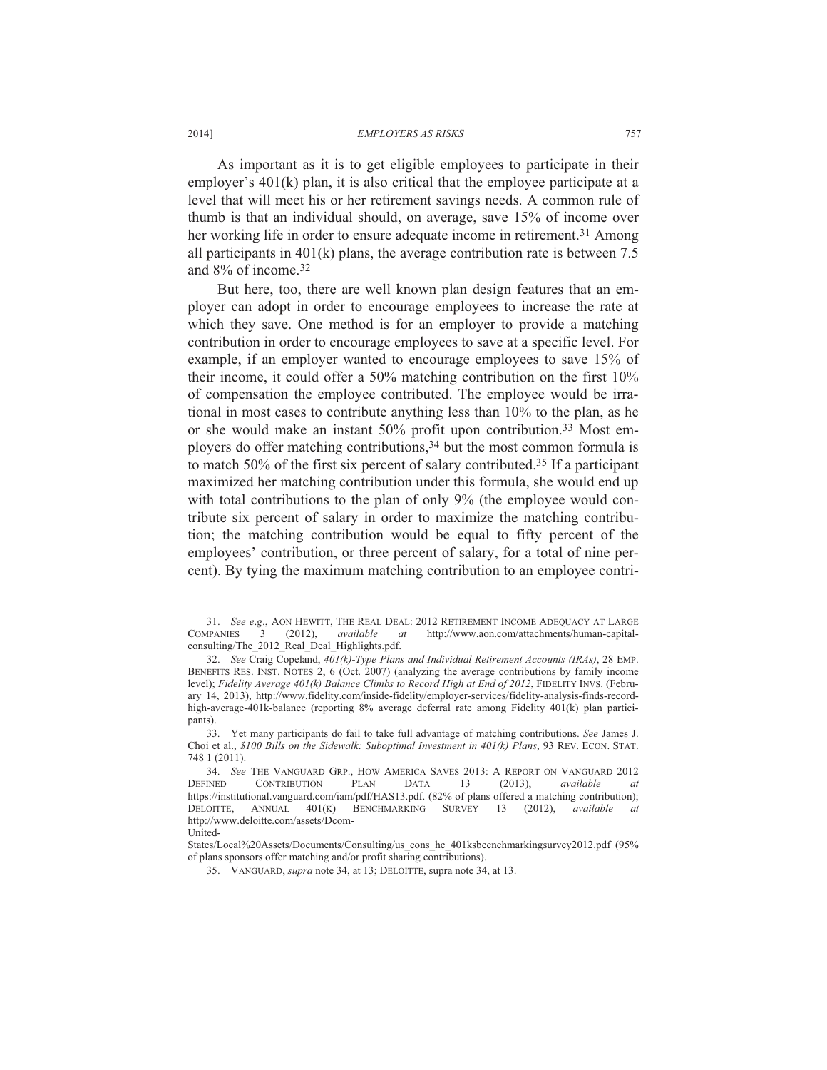As important as it is to get eligible employees to participate in their employer's 401(k) plan, it is also critical that the employee participate at a level that will meet his or her retirement savings needs. A common rule of thumb is that an individual should, on average, save 15% of income over her working life in order to ensure adequate income in retirement.[31] Among all participants in 401(k) plans, the average contribution rate is between 7.5 and 8% of income.[32]

But here, too, there are well known plan design features that an employer can adopt in order to encourage employees to increase the rate at which they save. One method is for an employer to provide a matching contribution in order to encourage employees to save at a specific level. For example, if an employer wanted to encourage employees to save 15% of their income, it could offer a 50% matching contribution on the first 10% of compensation the employee contributed. The employee would be irrational in most cases to contribute anything less than 10% to the plan, as he or she would make an instant 50% profit upon contribution.[33] Most employers do offer matching contributions,[34] but the most common formula is to match 50% of the first six percent of salary contributed.[35] If a participant maximized her matching contribution under this formula, she would end up with total contributions to the plan of only 9% (the employee would contribute six percent of salary in order to maximize the matching contribution; the matching contribution would be equal to fifty percent of the employees' contribution, or three percent of salary, for a total of nine percent). By tying the maximum matching contribution to an employee contri-

---

31. *See e.g*., AON HEWITT, THE REAL DEAL: 2012 RETIREMENT INCOME ADEQUACY AT LARGE COMPANIES 3 (2012), *available at* http://www.aon.com/attachments/human-capital-consulting/The_2012_Real_Deal_Highlights.pdf.

32. *See* Craig Copeland, *401(k)-Type Plans and Individual Retirement Accounts (IRAs)*, 28 EMP. BENEFITS RES. INST. NOTES 2, 6 (Oct. 2007) (analyzing the average contributions by family income level); *Fidelity Average 401(k) Balance Climbs to Record High at End of 2012*, FIDELITY INVS. (February 14, 2013), http://www.fidelity.com/inside-fidelity/employer-services/fidelity-analysis-finds-record-high-average-401k-balance (reporting 8% average deferral rate among Fidelity 401(k) plan participants).

33. Yet many participants do fail to take full advantage of matching contributions. *See* James J. Choi et al., *$100 Bills on the Sidewalk: Suboptimal Investment in 401(k) Plans*, 93 REV. ECON. STAT. 748 1 (2011).

34. *See* THE VANGUARD GRP., HOW AMERICA SAVES 2013: A REPORT ON VANGUARD 2012 DEFINED CONTRIBUTION PLAN DATA 13 (2013), *available at* https://institutional.vanguard.com/iam/pdf/HAS13.pdf. (82% of plans offered a matching contribution); DELOITTE, ANNUAL 401(K) BENCHMARKING SURVEY 13 (2012), *available at* http://www.deloitte.com/assets/Dcom-United-States/Local%20Assets/Documents/Consulting/us_cons_hc_401ksbecnchmarkingsurvey2012.pdf (95% of plans sponsors offer matching and/or profit sharing contributions).

35. VANGUARD, *supra* note 34, at 13; DELOITTE, supra note 34, at 13.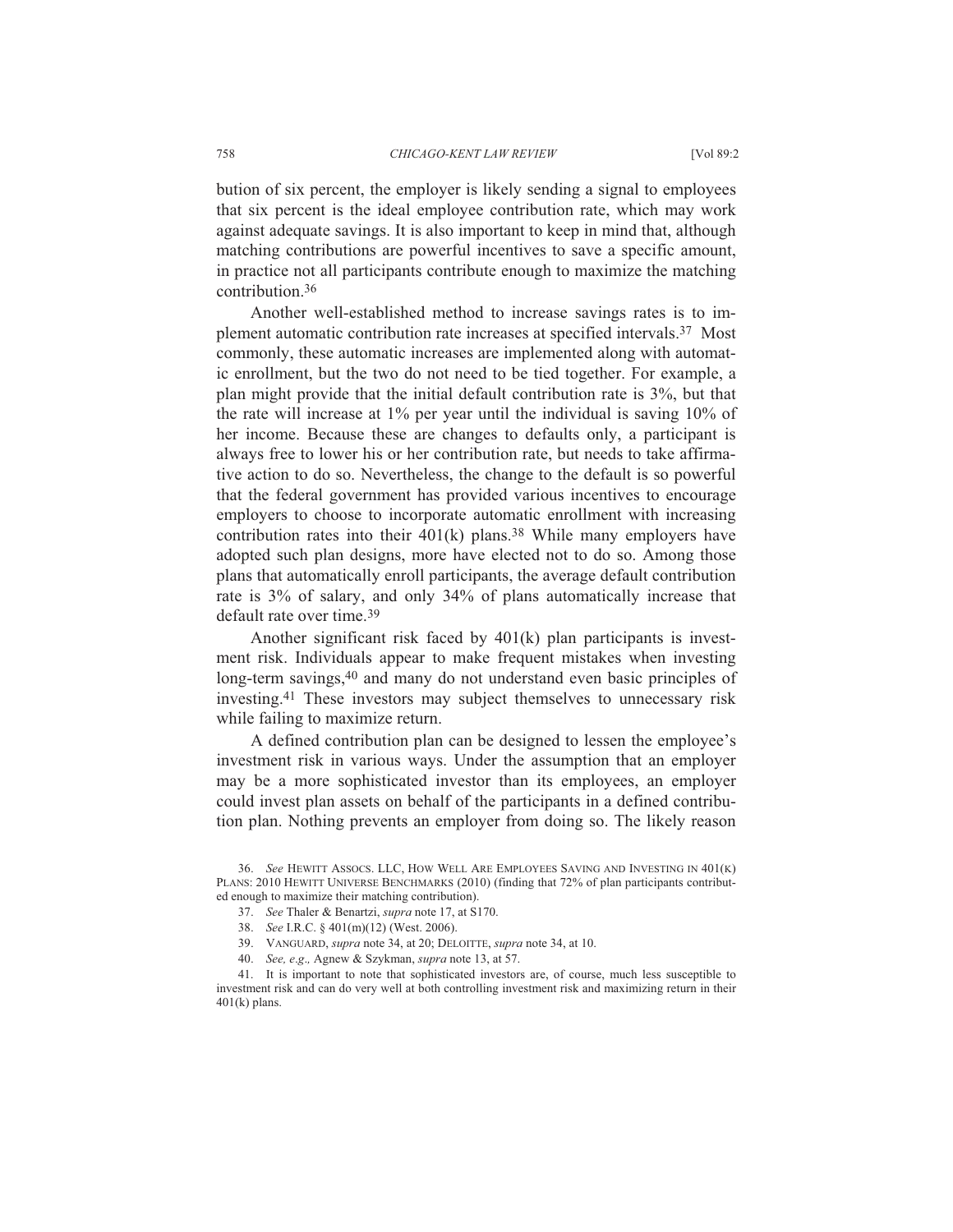bution of six percent, the employer is likely sending a signal to employees that six percent is the ideal employee contribution rate, which may work against adequate savings. It is also important to keep in mind that, although matching contributions are powerful incentives to save a specific amount, in practice not all participants contribute enough to maximize the matching contribution.[36]

Another well-established method to increase savings rates is to implement automatic contribution rate increases at specified intervals.[37] Most commonly, these automatic increases are implemented along with automatic enrollment, but the two do not need to be tied together. For example, a plan might provide that the initial default contribution rate is 3%, but that the rate will increase at 1% per year until the individual is saving 10% of her income. Because these are changes to defaults only, a participant is always free to lower his or her contribution rate, but needs to take affirmative action to do so. Nevertheless, the change to the default is so powerful that the federal government has provided various incentives to encourage employers to choose to incorporate automatic enrollment with increasing contribution rates into their 401(k) plans.[38] While many employers have adopted such plan designs, more have elected not to do so. Among those plans that automatically enroll participants, the average default contribution rate is 3% of salary, and only 34% of plans automatically increase that default rate over time.[39]

Another significant risk faced by 401(k) plan participants is investment risk. Individuals appear to make frequent mistakes when investing long-term savings,[40] and many do not understand even basic principles of investing.[41] These investors may subject themselves to unnecessary risk while failing to maximize return.

A defined contribution plan can be designed to lessen the employee's investment risk in various ways. Under the assumption that an employer may be a more sophisticated investor than its employees, an employer could invest plan assets on behalf of the participants in a defined contribution plan. Nothing prevents an employer from doing so. The likely reason

36. *See* HEWITT ASSOCS. LLC, HOW WELL ARE EMPLOYEES SAVING AND INVESTING IN 401(K) PLANS: 2010 HEWITT UNIVERSE BENCHMARKS (2010) (finding that 72% of plan participants contributed enough to maximize their matching contribution).

37. *See* Thaler & Benartzi, *supra* note 17, at S170.

38. *See* I.R.C. § 401(m)(12) (West. 2006).

39. VANGUARD, *supra* note 34, at 20; DELOITTE, *supra* note 34, at 10.

40. *See, e.g.,* Agnew & Szykman, *supra* note 13, at 57.

41. It is important to note that sophisticated investors are, of course, much less susceptible to investment risk and can do very well at both controlling investment risk and maximizing return in their 401(k) plans.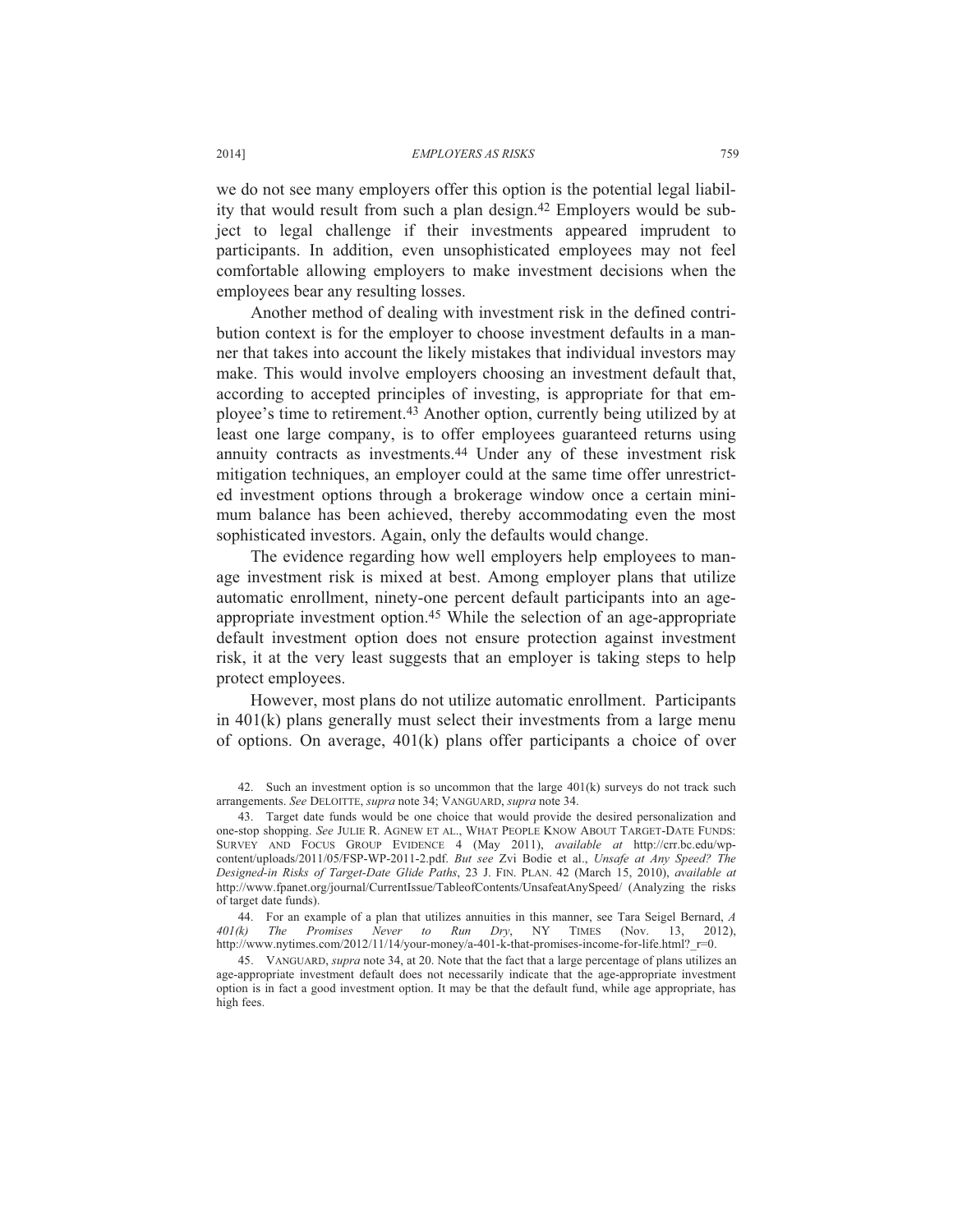we do not see many employers offer this option is the potential legal liability that would result from such a plan design.[42] Employers would be subject to legal challenge if their investments appeared imprudent to participants. In addition, even unsophisticated employees may not feel comfortable allowing employers to make investment decisions when the employees bear any resulting losses.

Another method of dealing with investment risk in the defined contribution context is for the employer to choose investment defaults in a manner that takes into account the likely mistakes that individual investors may make. This would involve employers choosing an investment default that, according to accepted principles of investing, is appropriate for that employee's time to retirement.[43] Another option, currently being utilized by at least one large company, is to offer employees guaranteed returns using annuity contracts as investments.[44] Under any of these investment risk mitigation techniques, an employer could at the same time offer unrestricted investment options through a brokerage window once a certain minimum balance has been achieved, thereby accommodating even the most sophisticated investors. Again, only the defaults would change.

The evidence regarding how well employers help employees to manage investment risk is mixed at best. Among employer plans that utilize automatic enrollment, ninety-one percent default participants into an age-appropriate investment option.[45] While the selection of an age-appropriate default investment option does not ensure protection against investment risk, it at the very least suggests that an employer is taking steps to help protect employees.

However, most plans do not utilize automatic enrollment. Participants in 401(k) plans generally must select their investments from a large menu of options. On average, 401(k) plans offer participants a choice of over

---

42. Such an investment option is so uncommon that the large 401(k) surveys do not track such arrangements. *See* DELOITTE, *supra* note 34; VANGUARD, *supra* note 34.

43. Target date funds would be one choice that would provide the desired personalization and one-stop shopping. *See* JULIE R. AGNEW ET AL., WHAT PEOPLE KNOW ABOUT TARGET-DATE FUNDS: SURVEY AND FOCUS GROUP EVIDENCE 4 (May 2011), *available at* http://crr.bc.edu/wp-content/uploads/2011/05/FSP-WP-2011-2.pdf. *But see* Zvi Bodie et al., *Unsafe at Any Speed? The Designed-in Risks of Target-Date Glide Paths*, 23 J. FIN. PLAN. 42 (March 15, 2010), *available at* http://www.fpanet.org/journal/CurrentIssue/TableofContents/UnsafeatAnySpeed/ (Analyzing the risks of target date funds).

44. For an example of a plan that utilizes annuities in this manner, see Tara Seigel Bernard, *A 401(k) The Promises Never to Run Dry*, NY TIMES (Nov. 13, 2012), http://www.nytimes.com/2012/11/14/your-money/a-401-k-that-promises-income-for-life.html?_r=0.

45. VANGUARD, *supra* note 34, at 20. Note that the fact that a large percentage of plans utilizes an age-appropriate investment default does not necessarily indicate that the age-appropriate investment option is in fact a good investment option. It may be that the default fund, while age appropriate, has high fees.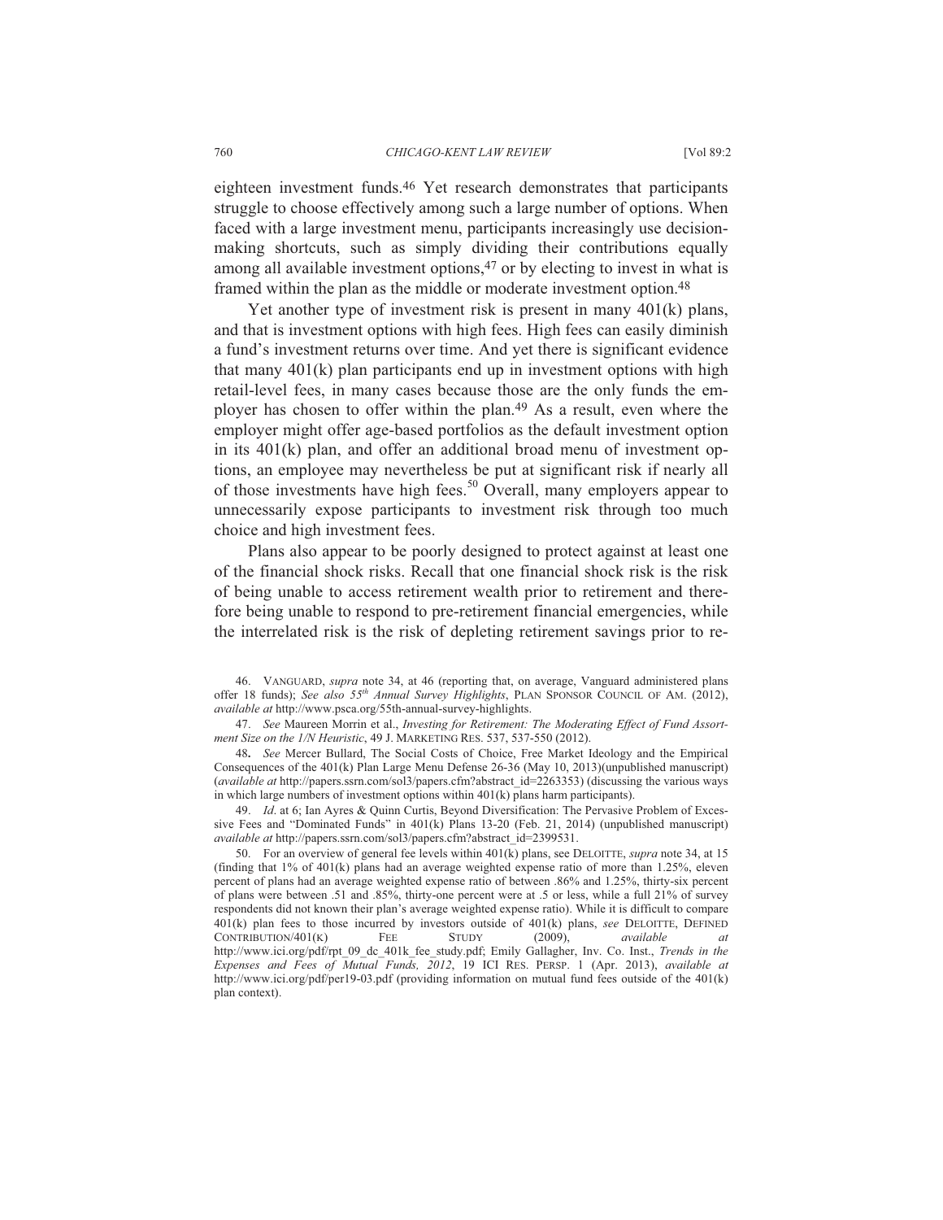eighteen investment funds.[46] Yet research demonstrates that participants struggle to choose effectively among such a large number of options. When faced with a large investment menu, participants increasingly use decision-making shortcuts, such as simply dividing their contributions equally among all available investment options,[47] or by electing to invest in what is framed within the plan as the middle or moderate investment option.[48]

Yet another type of investment risk is present in many 401(k) plans, and that is investment options with high fees. High fees can easily diminish a fund's investment returns over time. And yet there is significant evidence that many 401(k) plan participants end up in investment options with high retail-level fees, in many cases because those are the only funds the employer has chosen to offer within the plan.[49] As a result, even where the employer might offer age-based portfolios as the default investment option in its 401(k) plan, and offer an additional broad menu of investment options, an employee may nevertheless be put at significant risk if nearly all of those investments have high fees.[50] Overall, many employers appear to unnecessarily expose participants to investment risk through too much choice and high investment fees.

Plans also appear to be poorly designed to protect against at least one of the financial shock risks. Recall that one financial shock risk is the risk of being unable to access retirement wealth prior to retirement and therefore being unable to respond to pre-retirement financial emergencies, while the interrelated risk is the risk of depleting retirement savings prior to re-

46. VANGUARD, *supra* note 34, at 46 (reporting that, on average, Vanguard administered plans offer 18 funds); *See also 55th Annual Survey Highlights*, PLAN SPONSOR COUNCIL OF AM. (2012), *available at* http://www.psca.org/55th-annual-survey-highlights.

47. *See* Maureen Morrin et al., *Investing for Retirement: The Moderating Effect of Fund Assortment Size on the 1/N Heuristic*, 49 J. MARKETING RES. 537, 537-550 (2012).

48. *See* Mercer Bullard, The Social Costs of Choice, Free Market Ideology and the Empirical Consequences of the 401(k) Plan Large Menu Defense 26-36 (May 10, 2013)(unpublished manuscript) (*available at* http://papers.ssrn.com/sol3/papers.cfm?abstract_id=2263353) (discussing the various ways in which large numbers of investment options within 401(k) plans harm participants).

49. *Id*. at 6; Ian Ayres & Quinn Curtis, Beyond Diversification: The Pervasive Problem of Excessive Fees and "Dominated Funds" in 401(k) Plans 13-20 (Feb. 21, 2014) (unpublished manuscript) *available at* http://papers.ssrn.com/sol3/papers.cfm?abstract_id=2399531.

50. For an overview of general fee levels within 401(k) plans, see DELOITTE, *supra* note 34, at 15 (finding that 1% of 401(k) plans had an average weighted expense ratio of more than 1.25%, eleven percent of plans had an average weighted expense ratio of between .86% and 1.25%, thirty-six percent of plans were between .51 and .85%, thirty-one percent were at .5 or less, while a full 21% of survey respondents did not known their plan's average weighted expense ratio). While it is difficult to compare 401(k) plan fees to those incurred by investors outside of 401(k) plans, *see* DELOITTE, DEFINED CONTRIBUTION/401(K) FEE STUDY (2009), *available at* http://www.ici.org/pdf/rpt_09_dc_401k_fee_study.pdf; Emily Gallagher, Inv. Co. Inst., *Trends in the Expenses and Fees of Mutual Funds, 2012*, 19 ICI RES. PERSP. 1 (Apr. 2013), *available at* http://www.ici.org/pdf/per19-03.pdf (providing information on mutual fund fees outside of the 401(k) plan context).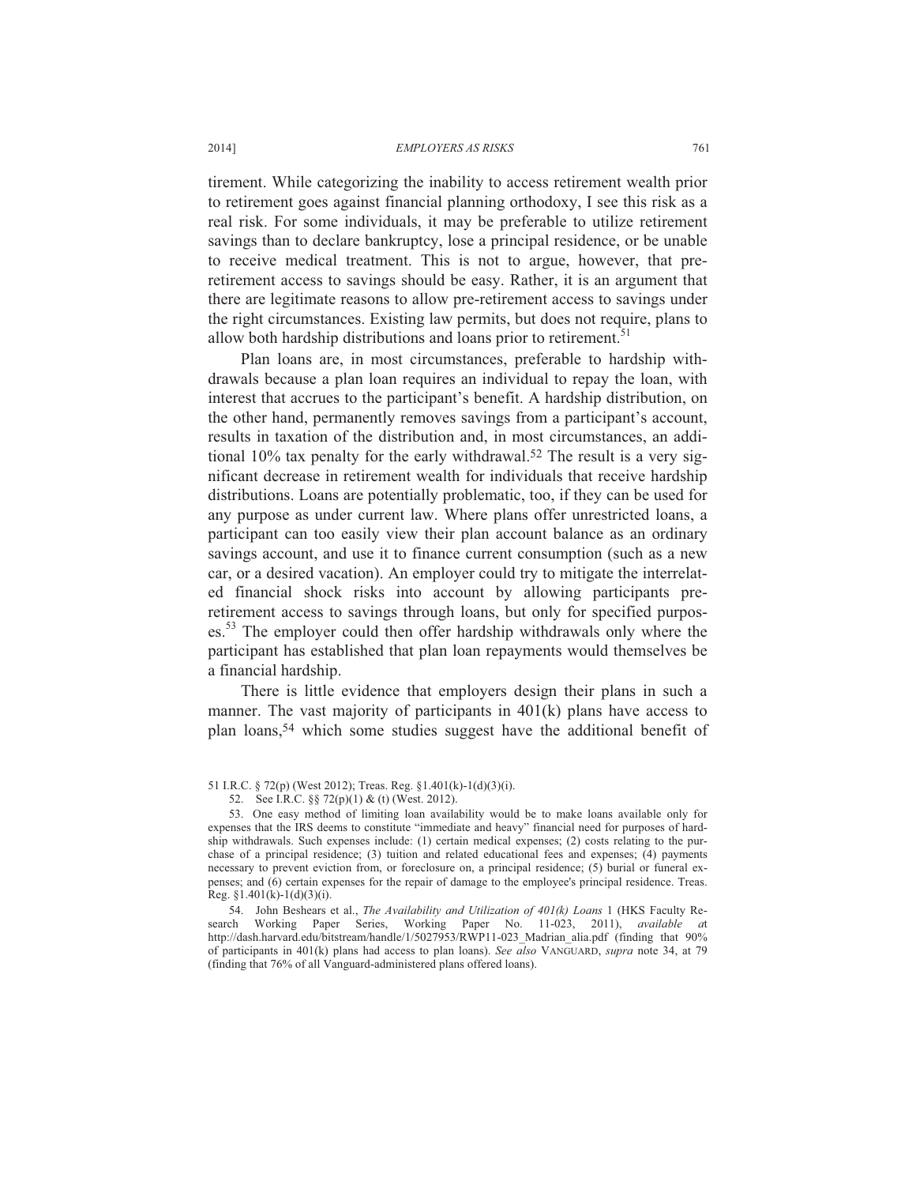tirement. While categorizing the inability to access retirement wealth prior to retirement goes against financial planning orthodoxy, I see this risk as a real risk. For some individuals, it may be preferable to utilize retirement savings than to declare bankruptcy, lose a principal residence, or be unable to receive medical treatment. This is not to argue, however, that pre-retirement access to savings should be easy. Rather, it is an argument that there are legitimate reasons to allow pre-retirement access to savings under the right circumstances. Existing law permits, but does not require, plans to allow both hardship distributions and loans prior to retirement.[51]

Plan loans are, in most circumstances, preferable to hardship withdrawals because a plan loan requires an individual to repay the loan, with interest that accrues to the participant's benefit. A hardship distribution, on the other hand, permanently removes savings from a participant's account, results in taxation of the distribution and, in most circumstances, an additional 10% tax penalty for the early withdrawal.[52] The result is a very significant decrease in retirement wealth for individuals that receive hardship distributions. Loans are potentially problematic, too, if they can be used for any purpose as under current law. Where plans offer unrestricted loans, a participant can too easily view their plan account balance as an ordinary savings account, and use it to finance current consumption (such as a new car, or a desired vacation). An employer could try to mitigate the interrelated financial shock risks into account by allowing participants pre-retirement access to savings through loans, but only for specified purposes.[53] The employer could then offer hardship withdrawals only where the participant has established that plan loan repayments would themselves be a financial hardship.

There is little evidence that employers design their plans in such a manner. The vast majority of participants in 401(k) plans have access to plan loans,[54] which some studies suggest have the additional benefit of

51 I.R.C. § 72(p) (West 2012); Treas. Reg. §1.401(k)-1(d)(3)(i).

52. See I.R.C. §§ 72(p)(1) & (t) (West. 2012).

53. One easy method of limiting loan availability would be to make loans available only for expenses that the IRS deems to constitute "immediate and heavy" financial need for purposes of hardship withdrawals. Such expenses include: (1) certain medical expenses; (2) costs relating to the purchase of a principal residence; (3) tuition and related educational fees and expenses; (4) payments necessary to prevent eviction from, or foreclosure on, a principal residence; (5) burial or funeral expenses; and (6) certain expenses for the repair of damage to the employee's principal residence. Treas. Reg. §1.401(k)-1(d)(3)(i).

54. John Beshears et al., *The Availability and Utilization of 401(k) Loans* 1 (HKS Faculty Research Working Paper Series, Working Paper No. 11-023, 2011), *available at* http://dash.harvard.edu/bitstream/handle/1/5027953/RWP11-023_Madrian_alia.pdf (finding that 90% of participants in 401(k) plans had access to plan loans). *See also* VANGUARD, *supra* note 34, at 79 (finding that 76% of all Vanguard-administered plans offered loans).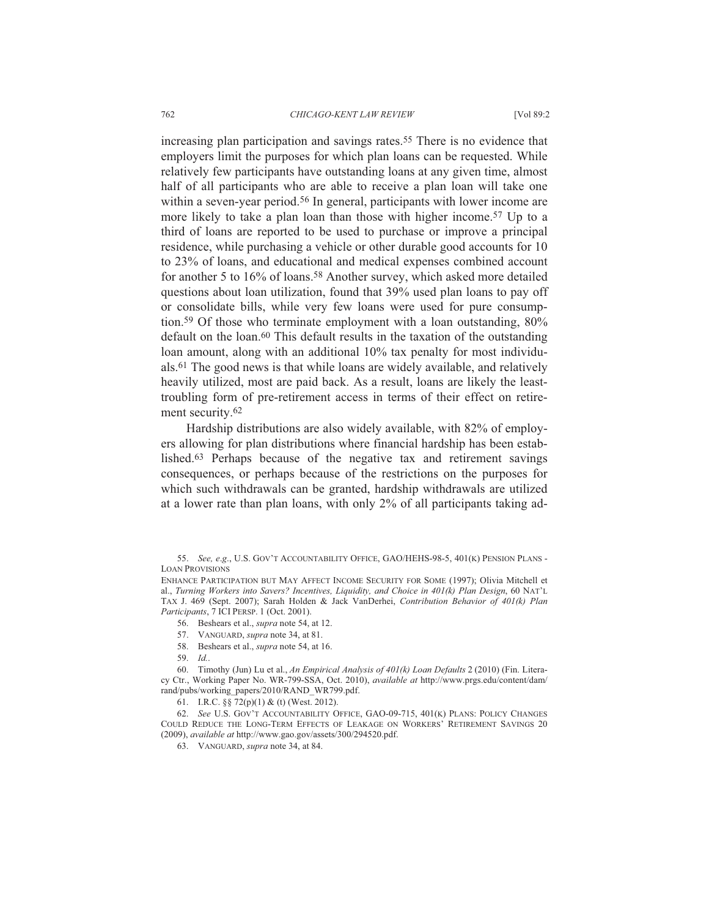increasing plan participation and savings rates.[55] There is no evidence that employers limit the purposes for which plan loans can be requested. While relatively few participants have outstanding loans at any given time, almost half of all participants who are able to receive a plan loan will take one within a seven-year period.[56] In general, participants with lower income are more likely to take a plan loan than those with higher income.[57] Up to a third of loans are reported to be used to purchase or improve a principal residence, while purchasing a vehicle or other durable good accounts for 10 to 23% of loans, and educational and medical expenses combined account for another 5 to 16% of loans.[58] Another survey, which asked more detailed questions about loan utilization, found that 39% used plan loans to pay off or consolidate bills, while very few loans were used for pure consumption.[59] Of those who terminate employment with a loan outstanding, 80% default on the loan.[60] This default results in the taxation of the outstanding loan amount, along with an additional 10% tax penalty for most individuals.[61] The good news is that while loans are widely available, and relatively heavily utilized, most are paid back. As a result, loans are likely the least-troubling form of pre-retirement access in terms of their effect on retirement security.[62]

Hardship distributions are also widely available, with 82% of employers allowing for plan distributions where financial hardship has been established.[63] Perhaps because of the negative tax and retirement savings consequences, or perhaps because of the restrictions on the purposes for which such withdrawals can be granted, hardship withdrawals are utilized at a lower rate than plan loans, with only 2% of all participants taking ad-

55. *See, e.g.*, U.S. GOV'T ACCOUNTABILITY OFFICE, GAO/HEHS-98-5, 401(K) PENSION PLANS - LOAN PROVISIONS ENHANCE PARTICIPATION BUT MAY AFFECT INCOME SECURITY FOR SOME (1997); Olivia Mitchell et al., *Turning Workers into Savers? Incentives, Liquidity, and Choice in 401(k) Plan Design*, 60 NAT'L TAX J. 469 (Sept. 2007); Sarah Holden & Jack VanDerhei, *Contribution Behavior of 401(k) Plan Participants*, 7 ICI PERSP. 1 (Oct. 2001).

56. Beshears et al., *supra* note 54, at 12.

57. VANGUARD, *supra* note 34, at 81.

58. Beshears et al., *supra* note 54, at 16.

59. *Id.*.

60. Timothy (Jun) Lu et al., *An Empirical Analysis of 401(k) Loan Defaults* 2 (2010) (Fin. Literacy Ctr., Working Paper No. WR-799-SSA, Oct. 2010), *available at* http://www.prgs.edu/content/dam/rand/pubs/working_papers/2010/RAND_WR799.pdf.

61. I.R.C. §§ 72(p)(1) & (t) (West. 2012).

62. *See* U.S. GOV'T ACCOUNTABILITY OFFICE, GAO-09-715, 401(K) PLANS: POLICY CHANGES COULD REDUCE THE LONG-TERM EFFECTS OF LEAKAGE ON WORKERS' RETIREMENT SAVINGS 20 (2009), *available at* http://www.gao.gov/assets/300/294520.pdf.

63. VANGUARD, *supra* note 34, at 84.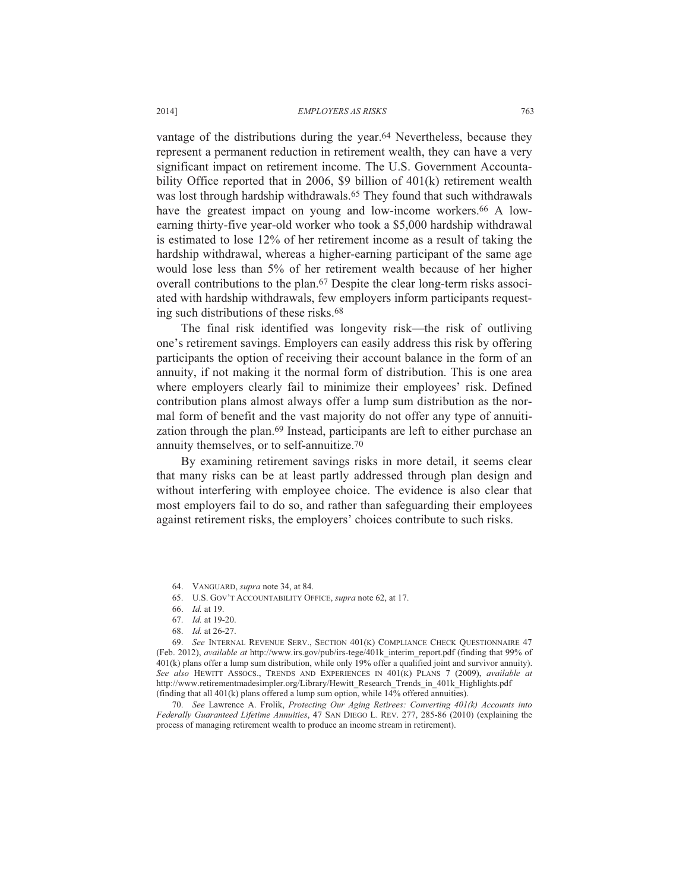vantage of the distributions during the year.[64] Nevertheless, because they represent a permanent reduction in retirement wealth, they can have a very significant impact on retirement income. The U.S. Government Accountability Office reported that in 2006, $9 billion of 401(k) retirement wealth was lost through hardship withdrawals.[65] They found that such withdrawals have the greatest impact on young and low-income workers.[66] A low-earning thirty-five year-old worker who took a $5,000 hardship withdrawal is estimated to lose 12% of her retirement income as a result of taking the hardship withdrawal, whereas a higher-earning participant of the same age would lose less than 5% of her retirement wealth because of her higher overall contributions to the plan.[67] Despite the clear long-term risks associated with hardship withdrawals, few employers inform participants requesting such distributions of these risks.[68]

The final risk identified was longevity risk—the risk of outliving one's retirement savings. Employers can easily address this risk by offering participants the option of receiving their account balance in the form of an annuity, if not making it the normal form of distribution. This is one area where employers clearly fail to minimize their employees' risk. Defined contribution plans almost always offer a lump sum distribution as the normal form of benefit and the vast majority do not offer any type of annuitization through the plan.[69] Instead, participants are left to either purchase an annuity themselves, or to self-annuitize.[70]

By examining retirement savings risks in more detail, it seems clear that many risks can be at least partly addressed through plan design and without interfering with employee choice. The evidence is also clear that most employers fail to do so, and rather than safeguarding their employees against retirement risks, the employers' choices contribute to such risks.

64. VANGUARD, *supra* note 34, at 84.

65. U.S. GOV'T ACCOUNTABILITY OFFICE, *supra* note 62, at 17.

66. *Id.* at 19.

67. *Id.* at 19-20.

68. *Id.* at 26-27.

69. *See* INTERNAL REVENUE SERV., SECTION 401(K) COMPLIANCE CHECK QUESTIONNAIRE 47 (Feb. 2012), *available at* http://www.irs.gov/pub/irs-tege/401k_interim_report.pdf (finding that 99% of 401(k) plans offer a lump sum distribution, while only 19% offer a qualified joint and survivor annuity). *See also* HEWITT ASSOCS., TRENDS AND EXPERIENCES IN 401(K) PLANS 7 (2009), *available at* http://www.retirementmadesimpler.org/Library/Hewitt_Research_Trends_in_401k_Highlights.pdf (finding that all 401(k) plans offered a lump sum option, while 14% offered annuities).

70. *See* Lawrence A. Frolik, *Protecting Our Aging Retirees: Converting 401(k) Accounts into Federally Guaranteed Lifetime Annuities*, 47 SAN DIEGO L. REV. 277, 285-86 (2010) (explaining the process of managing retirement wealth to produce an income stream in retirement).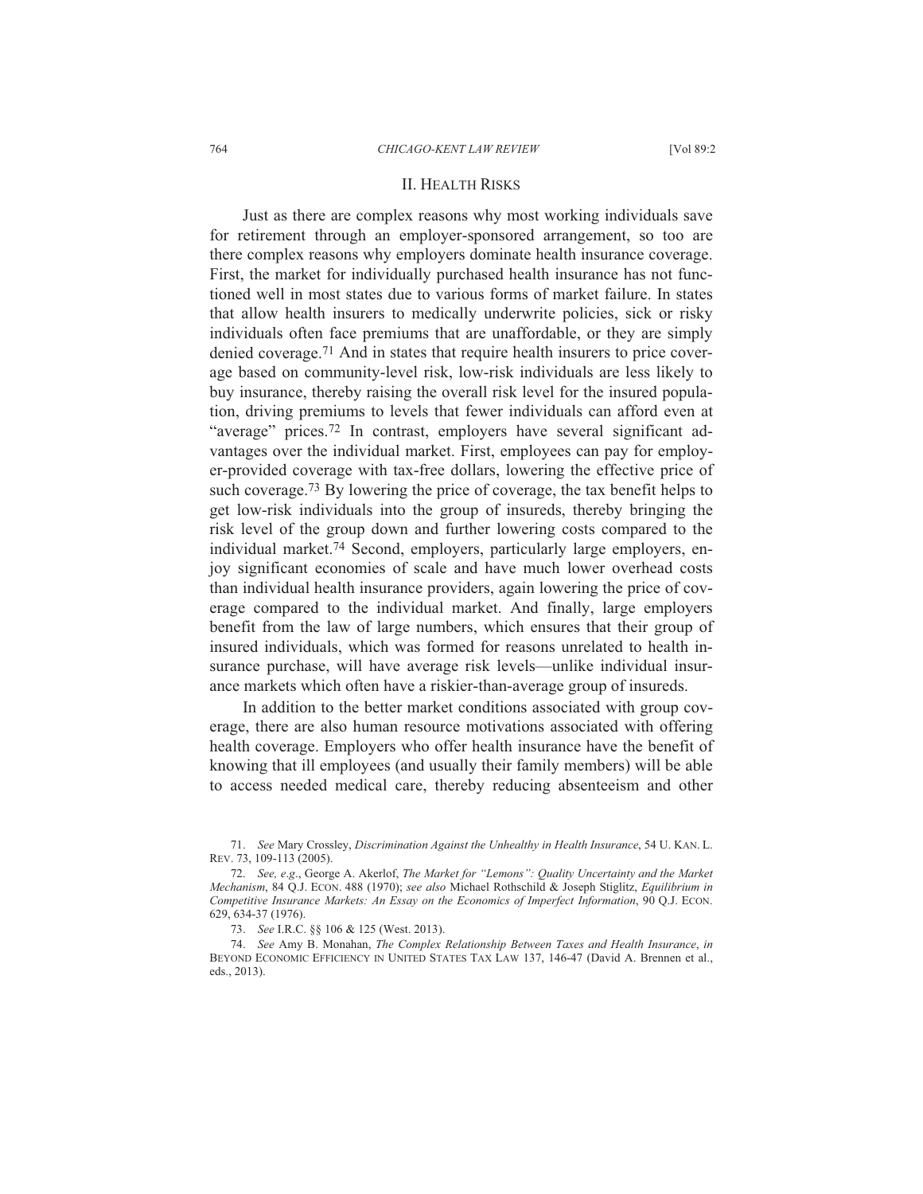## II. HEALTH RISKS

Just as there are complex reasons why most working individuals save for retirement through an employer-sponsored arrangement, so too are there complex reasons why employers dominate health insurance coverage. First, the market for individually purchased health insurance has not functioned well in most states due to various forms of market failure. In states that allow health insurers to medically underwrite policies, sick or risky individuals often face premiums that are unaffordable, or they are simply denied coverage.[71] And in states that require health insurers to price coverage based on community-level risk, low-risk individuals are less likely to buy insurance, thereby raising the overall risk level for the insured population, driving premiums to levels that fewer individuals can afford even at "average" prices.[72] In contrast, employers have several significant advantages over the individual market. First, employees can pay for employer-provided coverage with tax-free dollars, lowering the effective price of such coverage.[73] By lowering the price of coverage, the tax benefit helps to get low-risk individuals into the group of insureds, thereby bringing the risk level of the group down and further lowering costs compared to the individual market.[74] Second, employers, particularly large employers, enjoy significant economies of scale and have much lower overhead costs than individual health insurance providers, again lowering the price of coverage compared to the individual market. And finally, large employers benefit from the law of large numbers, which ensures that their group of insured individuals, which was formed for reasons unrelated to health insurance purchase, will have average risk levels—unlike individual insurance markets which often have a riskier-than-average group of insureds.

In addition to the better market conditions associated with group coverage, there are also human resource motivations associated with offering health coverage. Employers who offer health insurance have the benefit of knowing that ill employees (and usually their family members) will be able to access needed medical care, thereby reducing absenteeism and other

71. *See* Mary Crossley, *Discrimination Against the Unhealthy in Health Insurance*, 54 U. KAN. L. REV. 73, 109-113 (2005).

72. *See, e.g*., George A. Akerlof, *The Market for "Lemons": Quality Uncertainty and the Market Mechanism*, 84 Q.J. ECON. 488 (1970); *see also* Michael Rothschild & Joseph Stiglitz, *Equilibrium in Competitive Insurance Markets: An Essay on the Economics of Imperfect Information*, 90 Q.J. ECON. 629, 634-37 (1976).

73. *See* I.R.C. §§ 106 & 125 (West. 2013).

74. *See* Amy B. Monahan, *The Complex Relationship Between Taxes and Health Insurance*, *in* BEYOND ECONOMIC EFFICIENCY IN UNITED STATES TAX LAW 137, 146-47 (David A. Brennen et al., eds., 2013).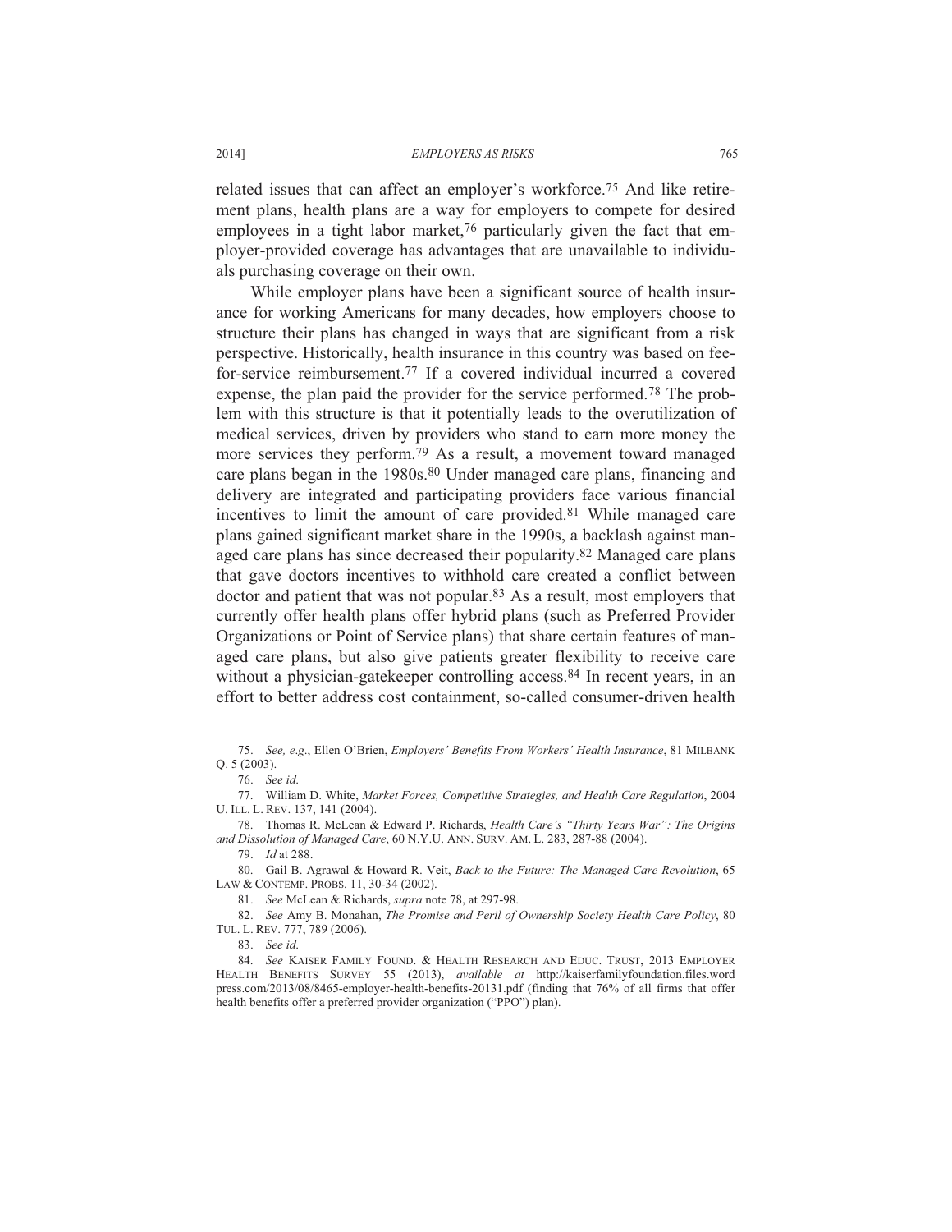related issues that can affect an employer's workforce.[75] And like retirement plans, health plans are a way for employers to compete for desired employees in a tight labor market,[76] particularly given the fact that employer-provided coverage has advantages that are unavailable to individuals purchasing coverage on their own.

While employer plans have been a significant source of health insurance for working Americans for many decades, how employers choose to structure their plans has changed in ways that are significant from a risk perspective. Historically, health insurance in this country was based on fee-for-service reimbursement.[77] If a covered individual incurred a covered expense, the plan paid the provider for the service performed.[78] The problem with this structure is that it potentially leads to the overutilization of medical services, driven by providers who stand to earn more money the more services they perform.[79] As a result, a movement toward managed care plans began in the 1980s.[80] Under managed care plans, financing and delivery are integrated and participating providers face various financial incentives to limit the amount of care provided.[81] While managed care plans gained significant market share in the 1990s, a backlash against managed care plans has since decreased their popularity.[82] Managed care plans that gave doctors incentives to withhold care created a conflict between doctor and patient that was not popular.[83] As a result, most employers that currently offer health plans offer hybrid plans (such as Preferred Provider Organizations or Point of Service plans) that share certain features of managed care plans, but also give patients greater flexibility to receive care without a physician-gatekeeper controlling access.[84] In recent years, in an effort to better address cost containment, so-called consumer-driven health

---

75. *See, e.g.*, Ellen O'Brien, *Employers' Benefits From Workers' Health Insurance*, 81 MILBANK Q. 5 (2003).

76. *See id.*

77. William D. White, *Market Forces, Competitive Strategies, and Health Care Regulation*, 2004 U. ILL. L. REV. 137, 141 (2004).

78. Thomas R. McLean & Edward P. Richards, *Health Care's "Thirty Years War": The Origins and Dissolution of Managed Care*, 60 N.Y.U. ANN. SURV. AM. L. 283, 287-88 (2004).

79. *Id* at 288.

80. Gail B. Agrawal & Howard R. Veit, *Back to the Future: The Managed Care Revolution*, 65 LAW & CONTEMP. PROBS. 11, 30-34 (2002).

81. *See* McLean & Richards, *supra* note 78, at 297-98.

82. *See* Amy B. Monahan, *The Promise and Peril of Ownership Society Health Care Policy*, 80 TUL. L. REV. 777, 789 (2006).

83. *See id.*

84. *See* KAISER FAMILY FOUND. & HEALTH RESEARCH AND EDUC. TRUST, 2013 EMPLOYER HEALTH BENEFITS SURVEY 55 (2013), *available at* http://kaiserfamilyfoundation.files.wordpress.com/2013/08/8465-employer-health-benefits-20131.pdf (finding that 76% of all firms that offer health benefits offer a preferred provider organization ("PPO") plan).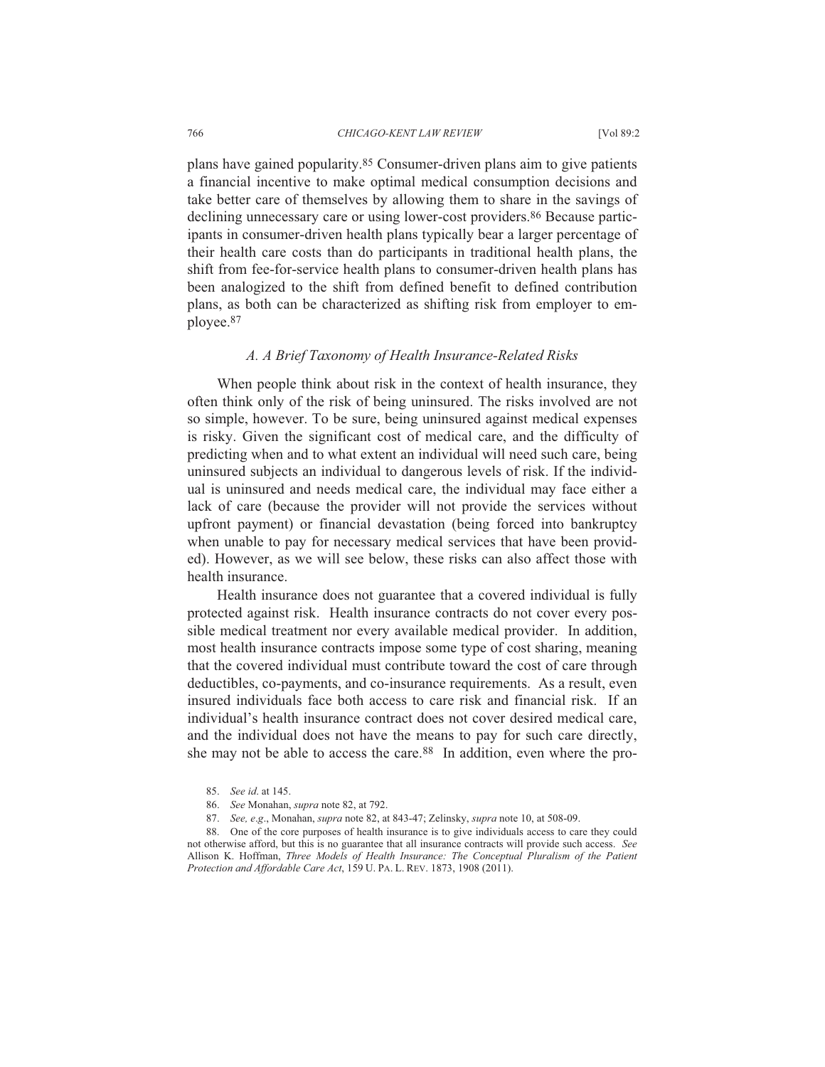plans have gained popularity.[85] Consumer-driven plans aim to give patients a financial incentive to make optimal medical consumption decisions and take better care of themselves by allowing them to share in the savings of declining unnecessary care or using lower-cost providers.[86] Because participants in consumer-driven health plans typically bear a larger percentage of their health care costs than do participants in traditional health plans, the shift from fee-for-service health plans to consumer-driven health plans has been analogized to the shift from defined benefit to defined contribution plans, as both can be characterized as shifting risk from employer to employee.[87]

### *A. A Brief Taxonomy of Health Insurance-Related Risks*

When people think about risk in the context of health insurance, they often think only of the risk of being uninsured. The risks involved are not so simple, however. To be sure, being uninsured against medical expenses is risky. Given the significant cost of medical care, and the difficulty of predicting when and to what extent an individual will need such care, being uninsured subjects an individual to dangerous levels of risk. If the individual is uninsured and needs medical care, the individual may face either a lack of care (because the provider will not provide the services without upfront payment) or financial devastation (being forced into bankruptcy when unable to pay for necessary medical services that have been provided). However, as we will see below, these risks can also affect those with health insurance.

Health insurance does not guarantee that a covered individual is fully protected against risk. Health insurance contracts do not cover every possible medical treatment nor every available medical provider. In addition, most health insurance contracts impose some type of cost sharing, meaning that the covered individual must contribute toward the cost of care through deductibles, co-payments, and co-insurance requirements. As a result, even insured individuals face both access to care risk and financial risk. If an individual's health insurance contract does not cover desired medical care, and the individual does not have the means to pay for such care directly, she may not be able to access the care.[88] In addition, even where the pro-

85. *See id*. at 145.

86. *See* Monahan, *supra* note 82, at 792.

87. *See, e.g*., Monahan, *supra* note 82, at 843-47; Zelinsky, *supra* note 10, at 508-09.

88. One of the core purposes of health insurance is to give individuals access to care they could not otherwise afford, but this is no guarantee that all insurance contracts will provide such access. *See* Allison K. Hoffman, *Three Models of Health Insurance: The Conceptual Pluralism of the Patient Protection and Affordable Care Act*, 159 U. PA. L. REV. 1873, 1908 (2011).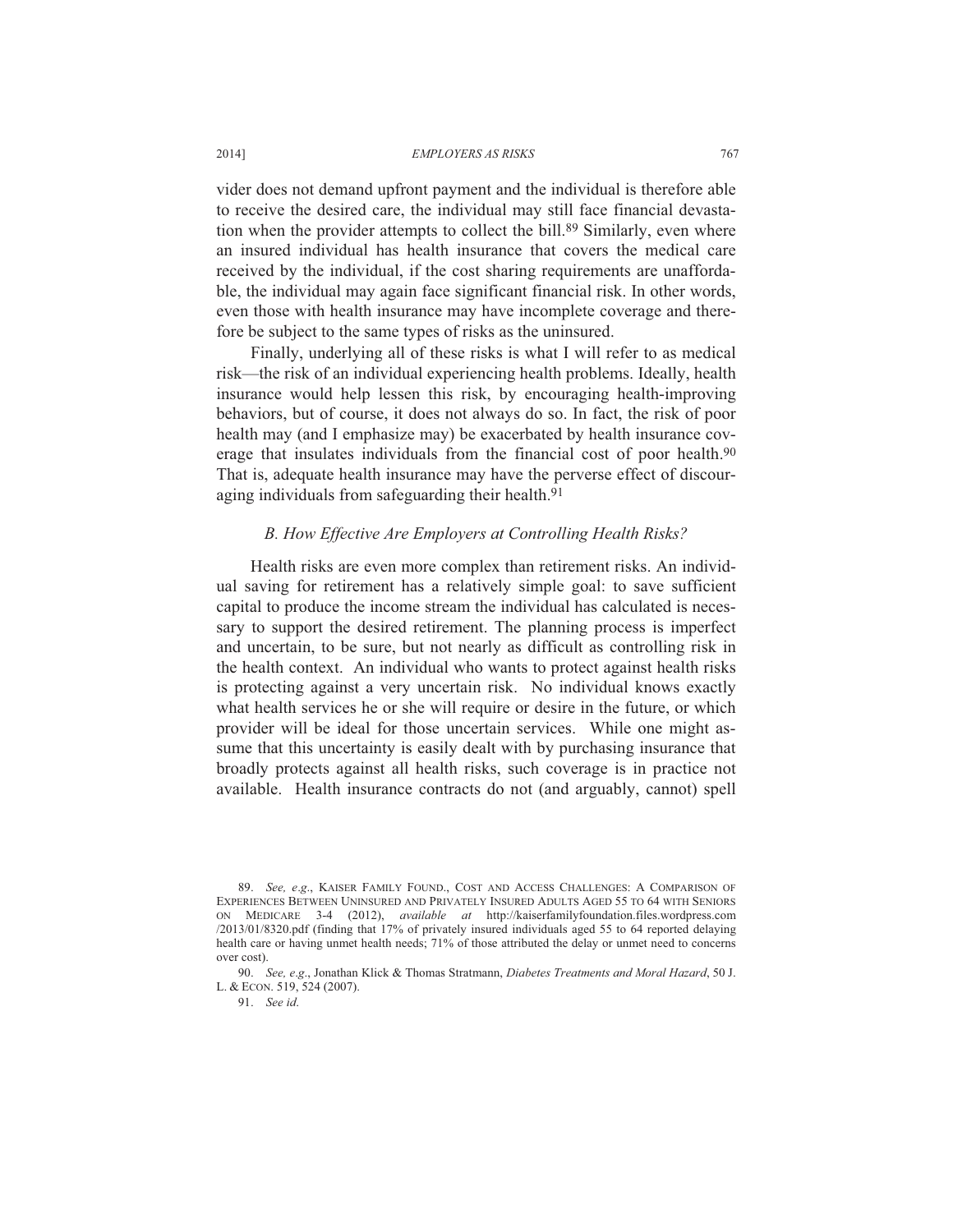vider does not demand upfront payment and the individual is therefore able to receive the desired care, the individual may still face financial devastation when the provider attempts to collect the bill.[89] Similarly, even where an insured individual has health insurance that covers the medical care received by the individual, if the cost sharing requirements are unaffordable, the individual may again face significant financial risk. In other words, even those with health insurance may have incomplete coverage and therefore be subject to the same types of risks as the uninsured.

Finally, underlying all of these risks is what I will refer to as medical risk—the risk of an individual experiencing health problems. Ideally, health insurance would help lessen this risk, by encouraging health-improving behaviors, but of course, it does not always do so. In fact, the risk of poor health may (and I emphasize may) be exacerbated by health insurance coverage that insulates individuals from the financial cost of poor health.[90] That is, adequate health insurance may have the perverse effect of discouraging individuals from safeguarding their health.[91]

### *B. How Effective Are Employers at Controlling Health Risks?*

Health risks are even more complex than retirement risks. An individual saving for retirement has a relatively simple goal: to save sufficient capital to produce the income stream the individual has calculated is necessary to support the desired retirement. The planning process is imperfect and uncertain, to be sure, but not nearly as difficult as controlling risk in the health context. An individual who wants to protect against health risks is protecting against a very uncertain risk. No individual knows exactly what health services he or she will require or desire in the future, or which provider will be ideal for those uncertain services. While one might assume that this uncertainty is easily dealt with by purchasing insurance that broadly protects against all health risks, such coverage is in practice not available. Health insurance contracts do not (and arguably, cannot) spell

---

89. *See, e.g.*, KAISER FAMILY FOUND., COST AND ACCESS CHALLENGES: A COMPARISON OF EXPERIENCES BETWEEN UNINSURED AND PRIVATELY INSURED ADULTS AGED 55 TO 64 WITH SENIORS ON MEDICARE 3-4 (2012), *available at* http://kaiserfamilyfoundation.files.wordpress.com/2013/01/8320.pdf (finding that 17% of privately insured individuals aged 55 to 64 reported delaying health care or having unmet health needs; 71% of those attributed the delay or unmet need to concerns over cost).

90. *See, e.g.*, Jonathan Klick & Thomas Stratmann, *Diabetes Treatments and Moral Hazard*, 50 J. L. & ECON. 519, 524 (2007).

91. *See id.*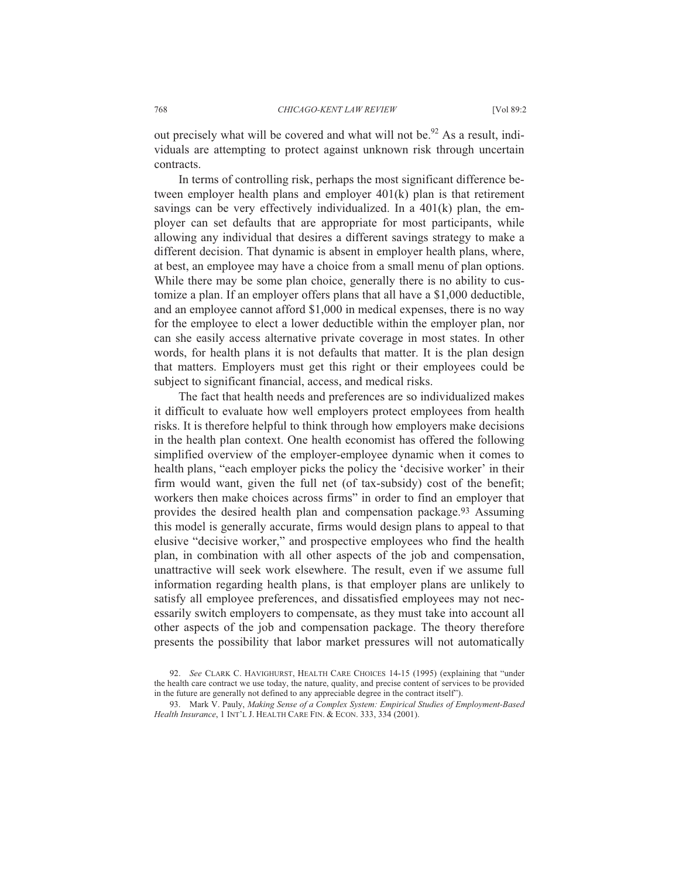out precisely what will be covered and what will not be.[92] As a result, individuals are attempting to protect against unknown risk through uncertain contracts.

In terms of controlling risk, perhaps the most significant difference between employer health plans and employer 401(k) plan is that retirement savings can be very effectively individualized. In a 401(k) plan, the employer can set defaults that are appropriate for most participants, while allowing any individual that desires a different savings strategy to make a different decision. That dynamic is absent in employer health plans, where, at best, an employee may have a choice from a small menu of plan options. While there may be some plan choice, generally there is no ability to customize a plan. If an employer offers plans that all have a $1,000 deductible, and an employee cannot afford $1,000 in medical expenses, there is no way for the employee to elect a lower deductible within the employer plan, nor can she easily access alternative private coverage in most states. In other words, for health plans it is not defaults that matter. It is the plan design that matters. Employers must get this right or their employees could be subject to significant financial, access, and medical risks.

The fact that health needs and preferences are so individualized makes it difficult to evaluate how well employers protect employees from health risks. It is therefore helpful to think through how employers make decisions in the health plan context. One health economist has offered the following simplified overview of the employer-employee dynamic when it comes to health plans, "each employer picks the policy the 'decisive worker' in their firm would want, given the full net (of tax-subsidy) cost of the benefit; workers then make choices across firms" in order to find an employer that provides the desired health plan and compensation package.[93] Assuming this model is generally accurate, firms would design plans to appeal to that elusive "decisive worker," and prospective employees who find the health plan, in combination with all other aspects of the job and compensation, unattractive will seek work elsewhere. The result, even if we assume full information regarding health plans, is that employer plans are unlikely to satisfy all employee preferences, and dissatisfied employees may not necessarily switch employers to compensate, as they must take into account all other aspects of the job and compensation package. The theory therefore presents the possibility that labor market pressures will not automatically

92. *See* CLARK C. HAVIGHURST, HEALTH CARE CHOICES 14-15 (1995) (explaining that "under the health care contract we use today, the nature, quality, and precise content of services to be provided in the future are generally not defined to any appreciable degree in the contract itself").

93. Mark V. Pauly, *Making Sense of a Complex System: Empirical Studies of Employment-Based Health Insurance*, 1 INT'L J. HEALTH CARE FIN. & ECON. 333, 334 (2001).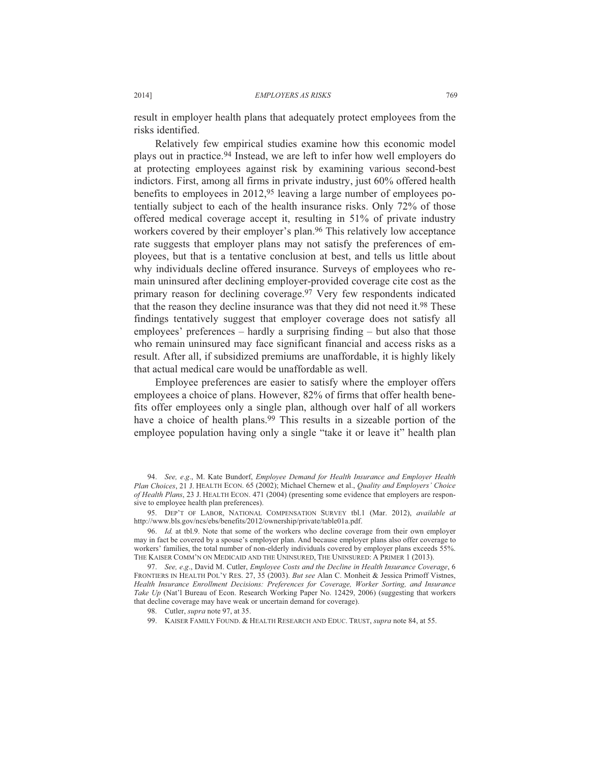result in employer health plans that adequately protect employees from the risks identified.

Relatively few empirical studies examine how this economic model plays out in practice.[94] Instead, we are left to infer how well employers do at protecting employees against risk by examining various second-best indictors. First, among all firms in private industry, just 60% offered health benefits to employees in 2012,[95] leaving a large number of employees potentially subject to each of the health insurance risks. Only 72% of those offered medical coverage accept it, resulting in 51% of private industry workers covered by their employer's plan.[96] This relatively low acceptance rate suggests that employer plans may not satisfy the preferences of employees, but that is a tentative conclusion at best, and tells us little about why individuals decline offered insurance. Surveys of employees who remain uninsured after declining employer-provided coverage cite cost as the primary reason for declining coverage.[97] Very few respondents indicated that the reason they decline insurance was that they did not need it.[98] These findings tentatively suggest that employer coverage does not satisfy all employees' preferences – hardly a surprising finding – but also that those who remain uninsured may face significant financial and access risks as a result. After all, if subsidized premiums are unaffordable, it is highly likely that actual medical care would be unaffordable as well.

Employee preferences are easier to satisfy where the employer offers employees a choice of plans. However, 82% of firms that offer health benefits offer employees only a single plan, although over half of all workers have a choice of health plans.[99] This results in a sizeable portion of the employee population having only a single "take it or leave it" health plan

94. *See, e.g*., M. Kate Bundorf, *Employee Demand for Health Insurance and Employer Health Plan Choices*, 21 J. HEALTH ECON. 65 (2002); Michael Chernew et al., *Quality and Employers' Choice of Health Plans*, 23 J. HEALTH ECON. 471 (2004) (presenting some evidence that employers are responsive to employee health plan preferences).

95. DEP'T OF LABOR, NATIONAL COMPENSATION SURVEY tbl.1 (Mar. 2012), *available at* http://www.bls.gov/ncs/ebs/benefits/2012/ownership/private/table01a.pdf.

96. *Id.* at tbl.9. Note that some of the workers who decline coverage from their own employer may in fact be covered by a spouse's employer plan. And because employer plans also offer coverage to workers' families, the total number of non-elderly individuals covered by employer plans exceeds 55%. THE KAISER COMM'N ON MEDICAID AND THE UNINSURED, THE UNINSURED: A PRIMER 1 (2013).

97. *See, e.g*., David M. Cutler, *Employee Costs and the Decline in Health Insurance Coverage*, 6 FRONTIERS IN HEALTH POL'Y RES. 27, 35 (2003). *But see* Alan C. Monheit & Jessica Primoff Vistnes, *Health Insurance Enrollment Decisions: Preferences for Coverage, Worker Sorting, and Insurance Take Up* (Nat'l Bureau of Econ. Research Working Paper No. 12429, 2006) (suggesting that workers that decline coverage may have weak or uncertain demand for coverage).

98. Cutler, *supra* note 97, at 35.

99. KAISER FAMILY FOUND. & HEALTH RESEARCH AND EDUC. TRUST, *supra* note 84, at 55.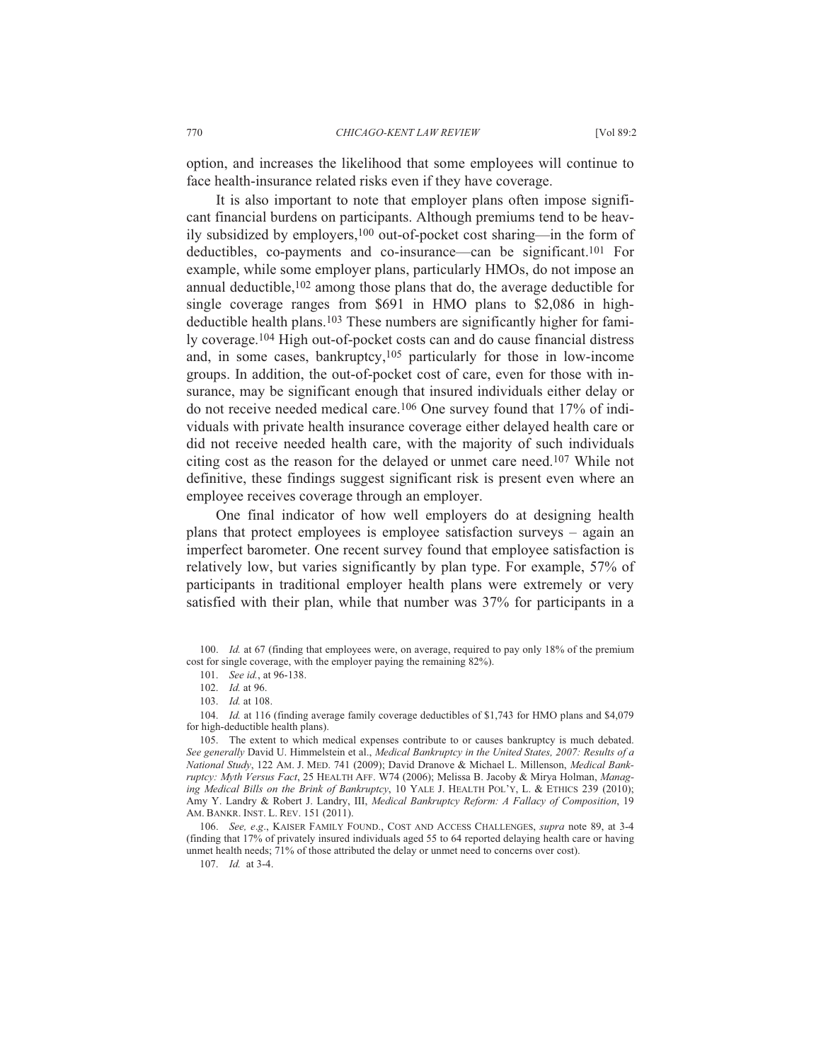option, and increases the likelihood that some employees will continue to face health-insurance related risks even if they have coverage.

It is also important to note that employer plans often impose significant financial burdens on participants. Although premiums tend to be heavily subsidized by employers,[100] out-of-pocket cost sharing—in the form of deductibles, co-payments and co-insurance—can be significant.[101] For example, while some employer plans, particularly HMOs, do not impose an annual deductible,[102] among those plans that do, the average deductible for single coverage ranges from $691 in HMO plans to $2,086 in high-deductible health plans.[103] These numbers are significantly higher for family coverage.[104] High out-of-pocket costs can and do cause financial distress and, in some cases, bankruptcy,[105] particularly for those in low-income groups. In addition, the out-of-pocket cost of care, even for those with insurance, may be significant enough that insured individuals either delay or do not receive needed medical care.[106] One survey found that 17% of individuals with private health insurance coverage either delayed health care or did not receive needed health care, with the majority of such individuals citing cost as the reason for the delayed or unmet care need.[107] While not definitive, these findings suggest significant risk is present even where an employee receives coverage through an employer.

One final indicator of how well employers do at designing health plans that protect employees is employee satisfaction surveys – again an imperfect barometer. One recent survey found that employee satisfaction is relatively low, but varies significantly by plan type. For example, 57% of participants in traditional employer health plans were extremely or very satisfied with their plan, while that number was 37% for participants in a

100. *Id.* at 67 (finding that employees were, on average, required to pay only 18% of the premium cost for single coverage, with the employer paying the remaining 82%).

101. *See id.*, at 96-138.

102. *Id.* at 96.

103. *Id.* at 108.

104. *Id.* at 116 (finding average family coverage deductibles of $1,743 for HMO plans and $4,079 for high-deductible health plans).

105. The extent to which medical expenses contribute to or causes bankruptcy is much debated. *See generally* David U. Himmelstein et al., *Medical Bankruptcy in the United States, 2007: Results of a National Study*, 122 AM. J. MED. 741 (2009); David Dranove & Michael L. Millenson, *Medical Bankruptcy: Myth Versus Fact*, 25 HEALTH AFF. W74 (2006); Melissa B. Jacoby & Mirya Holman, *Managing Medical Bills on the Brink of Bankruptcy*, 10 YALE J. HEALTH POL'Y, L. & ETHICS 239 (2010); Amy Y. Landry & Robert J. Landry, III, *Medical Bankruptcy Reform: A Fallacy of Composition*, 19 AM. BANKR. INST. L. REV. 151 (2011).

106. *See, e.g.*, KAISER FAMILY FOUND., COST AND ACCESS CHALLENGES, *supra* note 89, at 3-4 (finding that 17% of privately insured individuals aged 55 to 64 reported delaying health care or having unmet health needs; 71% of those attributed the delay or unmet need to concerns over cost).

107. *Id.* at 3-4.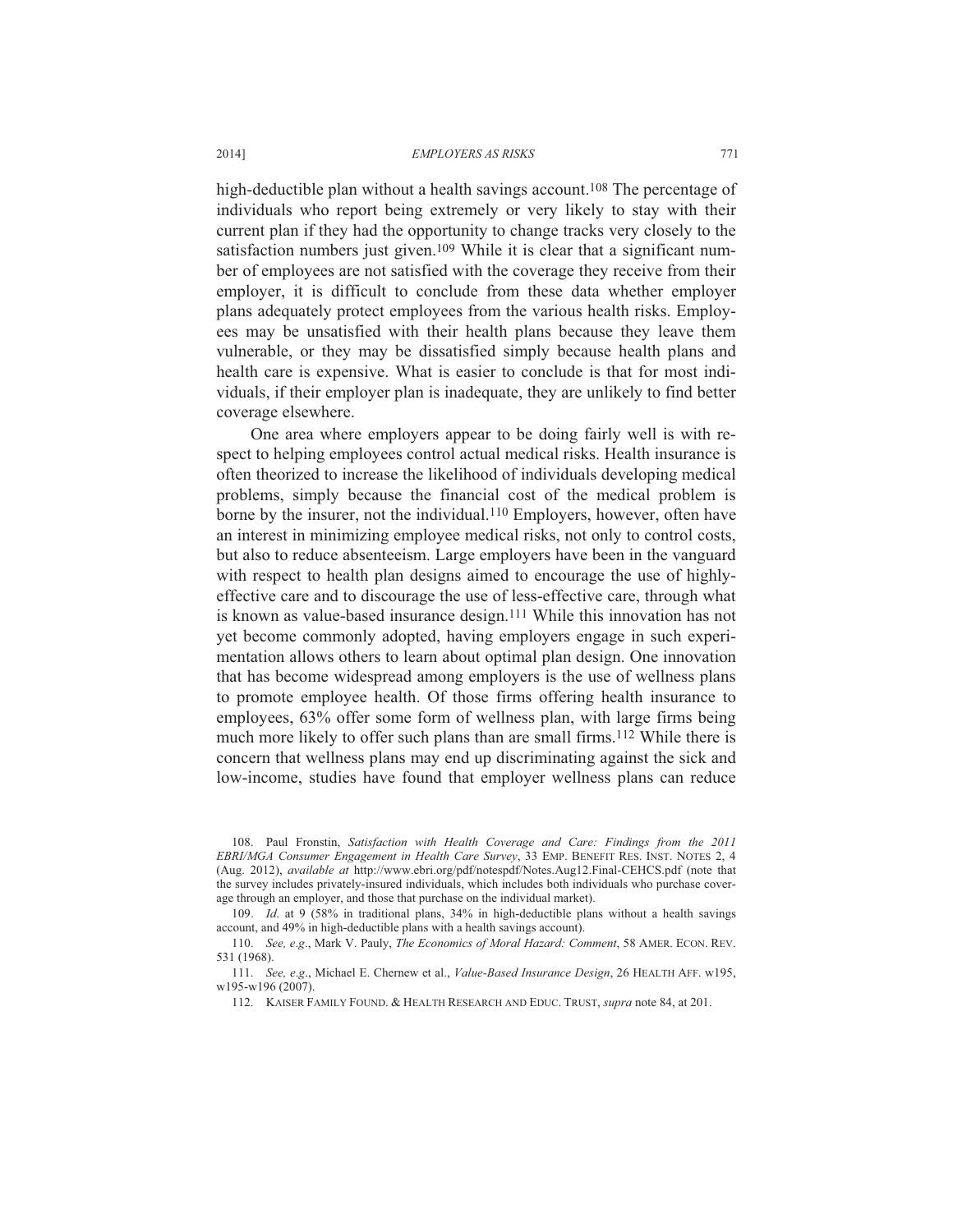high-deductible plan without a health savings account.[108] The percentage of individuals who report being extremely or very likely to stay with their current plan if they had the opportunity to change tracks very closely to the satisfaction numbers just given.[109] While it is clear that a significant number of employees are not satisfied with the coverage they receive from their employer, it is difficult to conclude from these data whether employer plans adequately protect employees from the various health risks. Employees may be unsatisfied with their health plans because they leave them vulnerable, or they may be dissatisfied simply because health plans and health care is expensive. What is easier to conclude is that for most individuals, if their employer plan is inadequate, they are unlikely to find better coverage elsewhere.

One area where employers appear to be doing fairly well is with respect to helping employees control actual medical risks. Health insurance is often theorized to increase the likelihood of individuals developing medical problems, simply because the financial cost of the medical problem is borne by the insurer, not the individual.[110] Employers, however, often have an interest in minimizing employee medical risks, not only to control costs, but also to reduce absenteeism. Large employers have been in the vanguard with respect to health plan designs aimed to encourage the use of highly-effective care and to discourage the use of less-effective care, through what is known as value-based insurance design.[111] While this innovation has not yet become commonly adopted, having employers engage in such experimentation allows others to learn about optimal plan design. One innovation that has become widespread among employers is the use of wellness plans to promote employee health. Of those firms offering health insurance to employees, 63% offer some form of wellness plan, with large firms being much more likely to offer such plans than are small firms.[112] While there is concern that wellness plans may end up discriminating against the sick and low-income, studies have found that employer wellness plans can reduce

108. Paul Fronstin, *Satisfaction with Health Coverage and Care: Findings from the 2011 EBRI/MGA Consumer Engagement in Health Care Survey*, 33 EMP. BENEFIT RES. INST. NOTES 2, 4 (Aug. 2012), *available at* http://www.ebri.org/pdf/notespdf/Notes.Aug12.Final-CEHCS.pdf (note that the survey includes privately-insured individuals, which includes both individuals who purchase coverage through an employer, and those that purchase on the individual market).

109. *Id*. at 9 (58% in traditional plans, 34% in high-deductible plans without a health savings account, and 49% in high-deductible plans with a health savings account).

110. *See, e.g*., Mark V. Pauly, *The Economics of Moral Hazard: Comment*, 58 AMER. ECON. REV. 531 (1968).

111. *See, e.g*., Michael E. Chernew et al., *Value-Based Insurance Design*, 26 HEALTH AFF. w195, w195-w196 (2007).

112. KAISER FAMILY FOUND. & HEALTH RESEARCH AND EDUC. TRUST, *supra* note 84, at 201.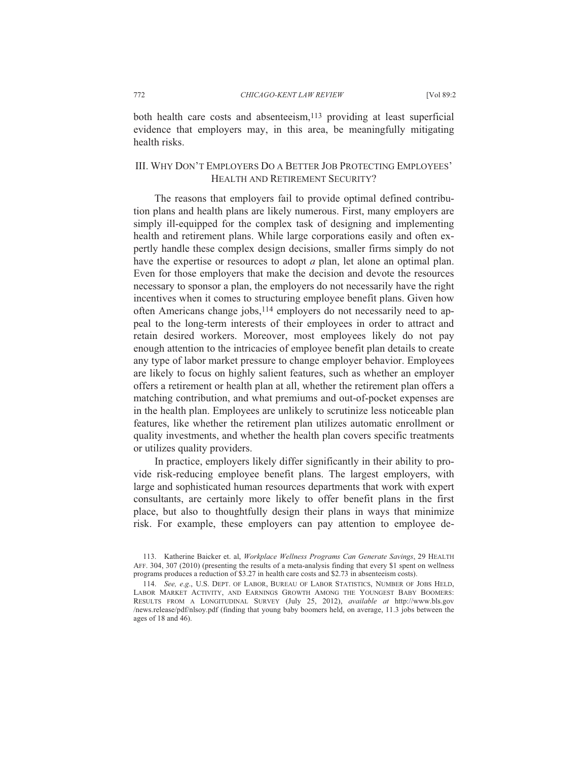both health care costs and absenteeism,[113] providing at least superficial evidence that employers may, in this area, be meaningfully mitigating health risks.

## III. Why Don't Employers Do a Better Job Protecting Employees' Health and Retirement Security?

The reasons that employers fail to provide optimal defined contribution plans and health plans are likely numerous. First, many employers are simply ill-equipped for the complex task of designing and implementing health and retirement plans. While large corporations easily and often expertly handle these complex design decisions, smaller firms simply do not have the expertise or resources to adopt *a* plan, let alone an optimal plan. Even for those employers that make the decision and devote the resources necessary to sponsor a plan, the employers do not necessarily have the right incentives when it comes to structuring employee benefit plans. Given how often Americans change jobs,[114] employers do not necessarily need to appeal to the long-term interests of their employees in order to attract and retain desired workers. Moreover, most employees likely do not pay enough attention to the intricacies of employee benefit plan details to create any type of labor market pressure to change employer behavior. Employees are likely to focus on highly salient features, such as whether an employer offers a retirement or health plan at all, whether the retirement plan offers a matching contribution, and what premiums and out-of-pocket expenses are in the health plan. Employees are unlikely to scrutinize less noticeable plan features, like whether the retirement plan utilizes automatic enrollment or quality investments, and whether the health plan covers specific treatments or utilizes quality providers.

In practice, employers likely differ significantly in their ability to provide risk-reducing employee benefit plans. The largest employers, with large and sophisticated human resources departments that work with expert consultants, are certainly more likely to offer benefit plans in the first place, but also to thoughtfully design their plans in ways that minimize risk. For example, these employers can pay attention to employee de-

113. Katherine Baicker et. al, *Workplace Wellness Programs Can Generate Savings*, 29 HEALTH AFF. 304, 307 (2010) (presenting the results of a meta-analysis finding that every $1 spent on wellness programs produces a reduction of $3.27 in health care costs and $2.73 in absenteeism costs).

114. *See, e.g*., U.S. DEPT. OF LABOR, BUREAU OF LABOR STATISTICS, NUMBER OF JOBS HELD, LABOR MARKET ACTIVITY, AND EARNINGS GROWTH AMONG THE YOUNGEST BABY BOOMERS: RESULTS FROM A LONGITUDINAL SURVEY (July 25, 2012), *available at* http://www.bls.gov/news.release/pdf/nlsoy.pdf (finding that young baby boomers held, on average, 11.3 jobs between the ages of 18 and 46).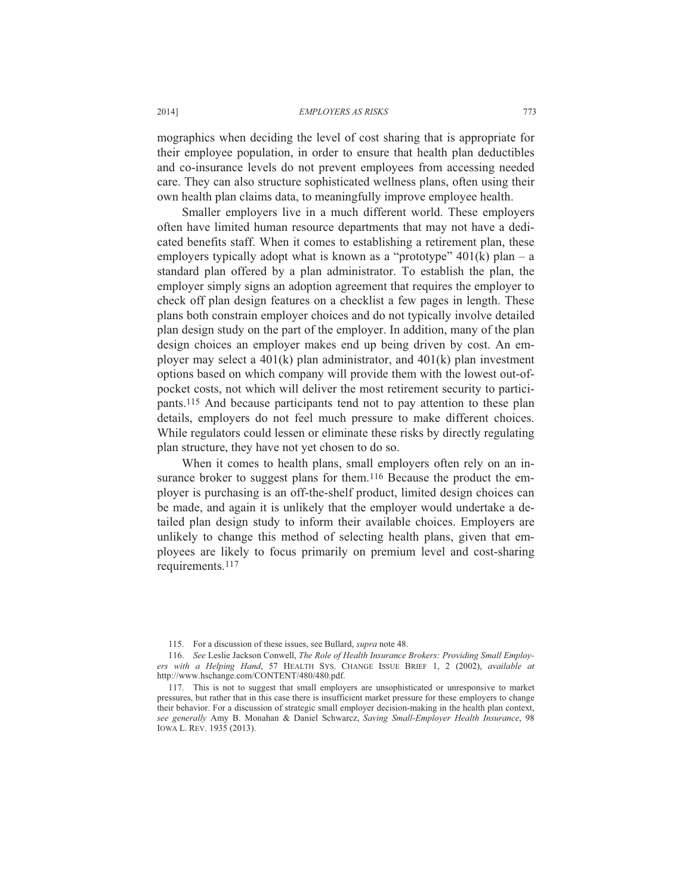mographics when deciding the level of cost sharing that is appropriate for their employee population, in order to ensure that health plan deductibles and co-insurance levels do not prevent employees from accessing needed care. They can also structure sophisticated wellness plans, often using their own health plan claims data, to meaningfully improve employee health.

Smaller employers live in a much different world. These employers often have limited human resource departments that may not have a dedicated benefits staff. When it comes to establishing a retirement plan, these employers typically adopt what is known as a "prototype" 401(k) plan – a standard plan offered by a plan administrator. To establish the plan, the employer simply signs an adoption agreement that requires the employer to check off plan design features on a checklist a few pages in length. These plans both constrain employer choices and do not typically involve detailed plan design study on the part of the employer. In addition, many of the plan design choices an employer makes end up being driven by cost. An employer may select a 401(k) plan administrator, and 401(k) plan investment options based on which company will provide them with the lowest out-of-pocket costs, not which will deliver the most retirement security to participants.[115] And because participants tend not to pay attention to these plan details, employers do not feel much pressure to make different choices. While regulators could lessen or eliminate these risks by directly regulating plan structure, they have not yet chosen to do so.

When it comes to health plans, small employers often rely on an insurance broker to suggest plans for them.[116] Because the product the employer is purchasing is an off-the-shelf product, limited design choices can be made, and again it is unlikely that the employer would undertake a detailed plan design study to inform their available choices. Employers are unlikely to change this method of selecting health plans, given that employees are likely to focus primarily on premium level and cost-sharing requirements.[117]

---

115. For a discussion of these issues, see Bullard, *supra* note 48.

116. *See* Leslie Jackson Conwell, *The Role of Health Insurance Brokers: Providing Small Employers with a Helping Hand*, 57 HEALTH SYS. CHANGE ISSUE BRIEF 1, 2 (2002), *available at* http://www.hschange.com/CONTENT/480/480.pdf.

117. This is not to suggest that small employers are unsophisticated or unresponsive to market pressures, but rather that in this case there is insufficient market pressure for these employers to change their behavior. For a discussion of strategic small employer decision-making in the health plan context, *see generally* Amy B. Monahan & Daniel Schwarcz, *Saving Small-Employer Health Insurance*, 98 IOWA L. REV. 1935 (2013).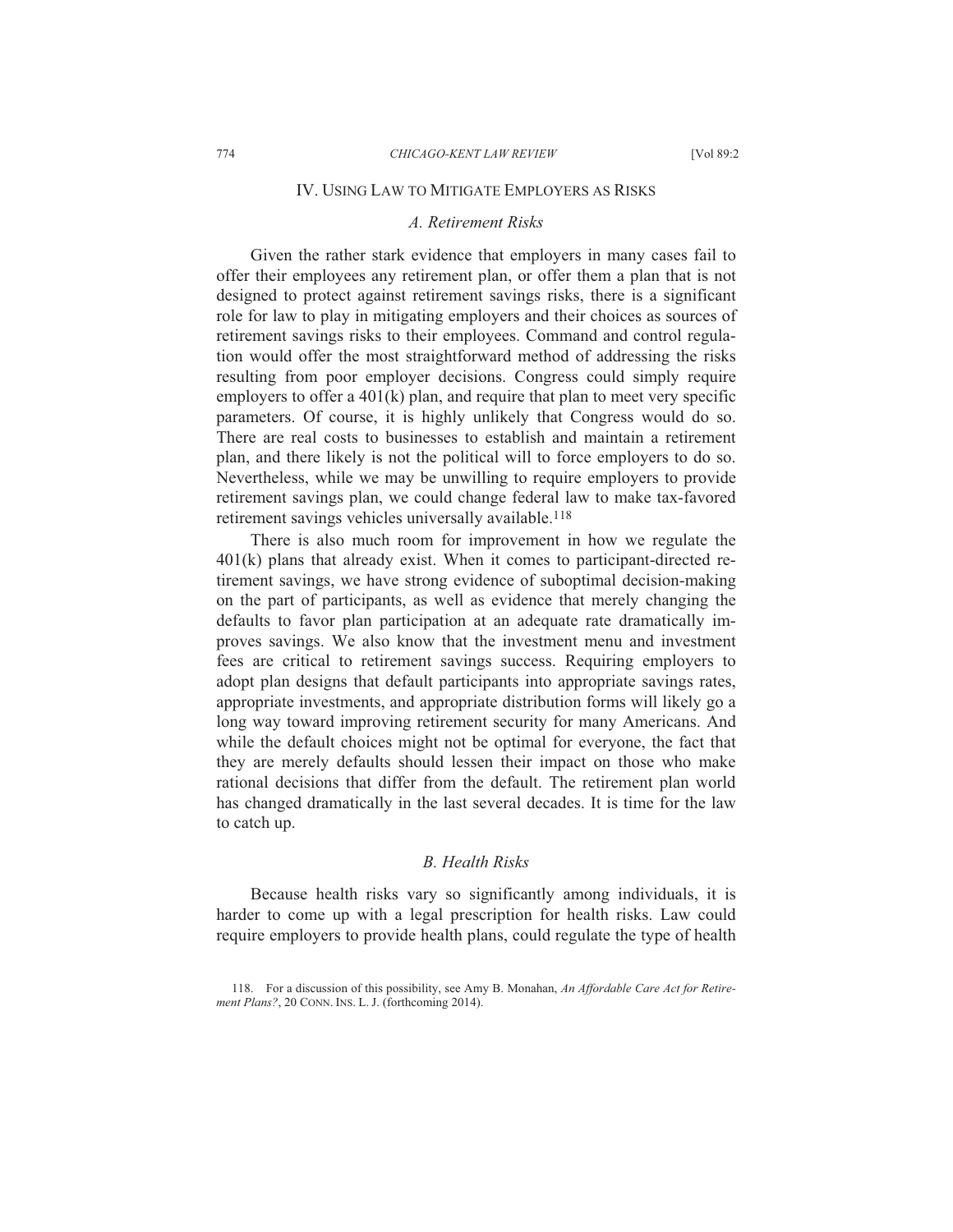## IV. USING LAW TO MITIGATE EMPLOYERS AS RISKS

### *A. Retirement Risks*

Given the rather stark evidence that employers in many cases fail to offer their employees any retirement plan, or offer them a plan that is not designed to protect against retirement savings risks, there is a significant role for law to play in mitigating employers and their choices as sources of retirement savings risks to their employees. Command and control regulation would offer the most straightforward method of addressing the risks resulting from poor employer decisions. Congress could simply require employers to offer a 401(k) plan, and require that plan to meet very specific parameters. Of course, it is highly unlikely that Congress would do so. There are real costs to businesses to establish and maintain a retirement plan, and there likely is not the political will to force employers to do so. Nevertheless, while we may be unwilling to require employers to provide retirement savings plan, we could change federal law to make tax-favored retirement savings vehicles universally available.[118]

There is also much room for improvement in how we regulate the 401(k) plans that already exist. When it comes to participant-directed retirement savings, we have strong evidence of suboptimal decision-making on the part of participants, as well as evidence that merely changing the defaults to favor plan participation at an adequate rate dramatically improves savings. We also know that the investment menu and investment fees are critical to retirement savings success. Requiring employers to adopt plan designs that default participants into appropriate savings rates, appropriate investments, and appropriate distribution forms will likely go a long way toward improving retirement security for many Americans. And while the default choices might not be optimal for everyone, the fact that they are merely defaults should lessen their impact on those who make rational decisions that differ from the default. The retirement plan world has changed dramatically in the last several decades. It is time for the law to catch up.

### *B. Health Risks*

Because health risks vary so significantly among individuals, it is harder to come up with a legal prescription for health risks. Law could require employers to provide health plans, could regulate the type of health

118. For a discussion of this possibility, see Amy B. Monahan, *An Affordable Care Act for Retirement Plans?*, 20 CONN. INS. L. J. (forthcoming 2014).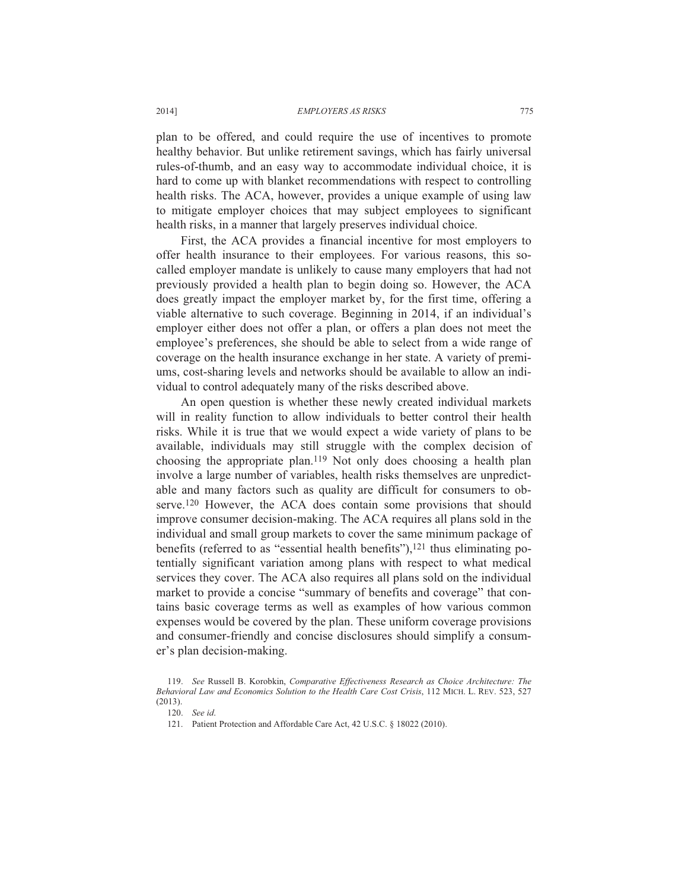plan to be offered, and could require the use of incentives to promote healthy behavior. But unlike retirement savings, which has fairly universal rules-of-thumb, and an easy way to accommodate individual choice, it is hard to come up with blanket recommendations with respect to controlling health risks. The ACA, however, provides a unique example of using law to mitigate employer choices that may subject employees to significant health risks, in a manner that largely preserves individual choice.

First, the ACA provides a financial incentive for most employers to offer health insurance to their employees. For various reasons, this so-called employer mandate is unlikely to cause many employers that had not previously provided a health plan to begin doing so. However, the ACA does greatly impact the employer market by, for the first time, offering a viable alternative to such coverage. Beginning in 2014, if an individual's employer either does not offer a plan, or offers a plan does not meet the employee's preferences, she should be able to select from a wide range of coverage on the health insurance exchange in her state. A variety of premiums, cost-sharing levels and networks should be available to allow an individual to control adequately many of the risks described above.

An open question is whether these newly created individual markets will in reality function to allow individuals to better control their health risks. While it is true that we would expect a wide variety of plans to be available, individuals may still struggle with the complex decision of choosing the appropriate plan.[119] Not only does choosing a health plan involve a large number of variables, health risks themselves are unpredictable and many factors such as quality are difficult for consumers to observe.[120] However, the ACA does contain some provisions that should improve consumer decision-making. The ACA requires all plans sold in the individual and small group markets to cover the same minimum package of benefits (referred to as "essential health benefits"),[121] thus eliminating potentially significant variation among plans with respect to what medical services they cover. The ACA also requires all plans sold on the individual market to provide a concise "summary of benefits and coverage" that contains basic coverage terms as well as examples of how various common expenses would be covered by the plan. These uniform coverage provisions and consumer-friendly and concise disclosures should simplify a consumer's plan decision-making.

119. *See* Russell B. Korobkin, *Comparative Effectiveness Research as Choice Architecture: The Behavioral Law and Economics Solution to the Health Care Cost Crisis*, 112 MICH. L. REV. 523, 527 (2013).

120. *See id.*

121. Patient Protection and Affordable Care Act, 42 U.S.C. § 18022 (2010).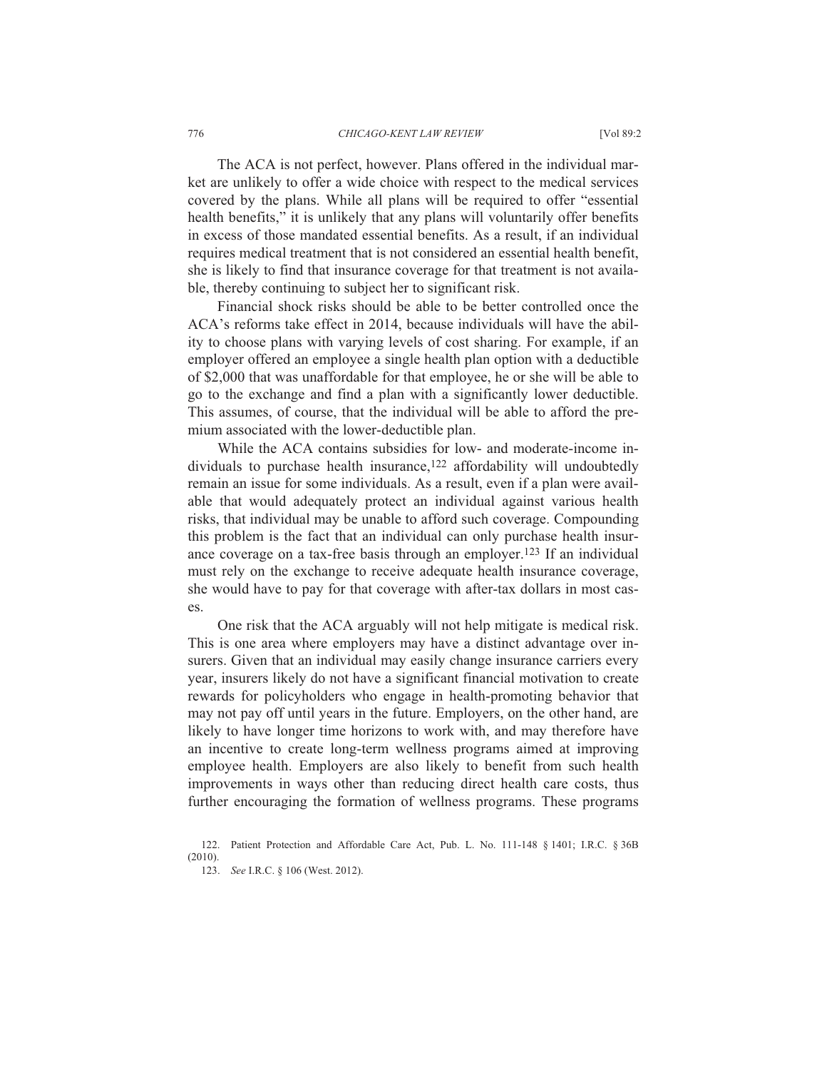The ACA is not perfect, however. Plans offered in the individual market are unlikely to offer a wide choice with respect to the medical services covered by the plans. While all plans will be required to offer "essential health benefits," it is unlikely that any plans will voluntarily offer benefits in excess of those mandated essential benefits. As a result, if an individual requires medical treatment that is not considered an essential health benefit, she is likely to find that insurance coverage for that treatment is not available, thereby continuing to subject her to significant risk.

Financial shock risks should be able to be better controlled once the ACA's reforms take effect in 2014, because individuals will have the ability to choose plans with varying levels of cost sharing. For example, if an employer offered an employee a single health plan option with a deductible of $2,000 that was unaffordable for that employee, he or she will be able to go to the exchange and find a plan with a significantly lower deductible. This assumes, of course, that the individual will be able to afford the premium associated with the lower-deductible plan.

While the ACA contains subsidies for low- and moderate-income individuals to purchase health insurance,[122] affordability will undoubtedly remain an issue for some individuals. As a result, even if a plan were available that would adequately protect an individual against various health risks, that individual may be unable to afford such coverage. Compounding this problem is the fact that an individual can only purchase health insurance coverage on a tax-free basis through an employer.[123] If an individual must rely on the exchange to receive adequate health insurance coverage, she would have to pay for that coverage with after-tax dollars in most cases.

One risk that the ACA arguably will not help mitigate is medical risk. This is one area where employers may have a distinct advantage over insurers. Given that an individual may easily change insurance carriers every year, insurers likely do not have a significant financial motivation to create rewards for policyholders who engage in health-promoting behavior that may not pay off until years in the future. Employers, on the other hand, are likely to have longer time horizons to work with, and may therefore have an incentive to create long-term wellness programs aimed at improving employee health. Employers are also likely to benefit from such health improvements in ways other than reducing direct health care costs, thus further encouraging the formation of wellness programs. These programs

122. Patient Protection and Affordable Care Act, Pub. L. No. 111-148 § 1401; I.R.C. § 36B (2010).

123. *See* I.R.C. § 106 (West. 2012).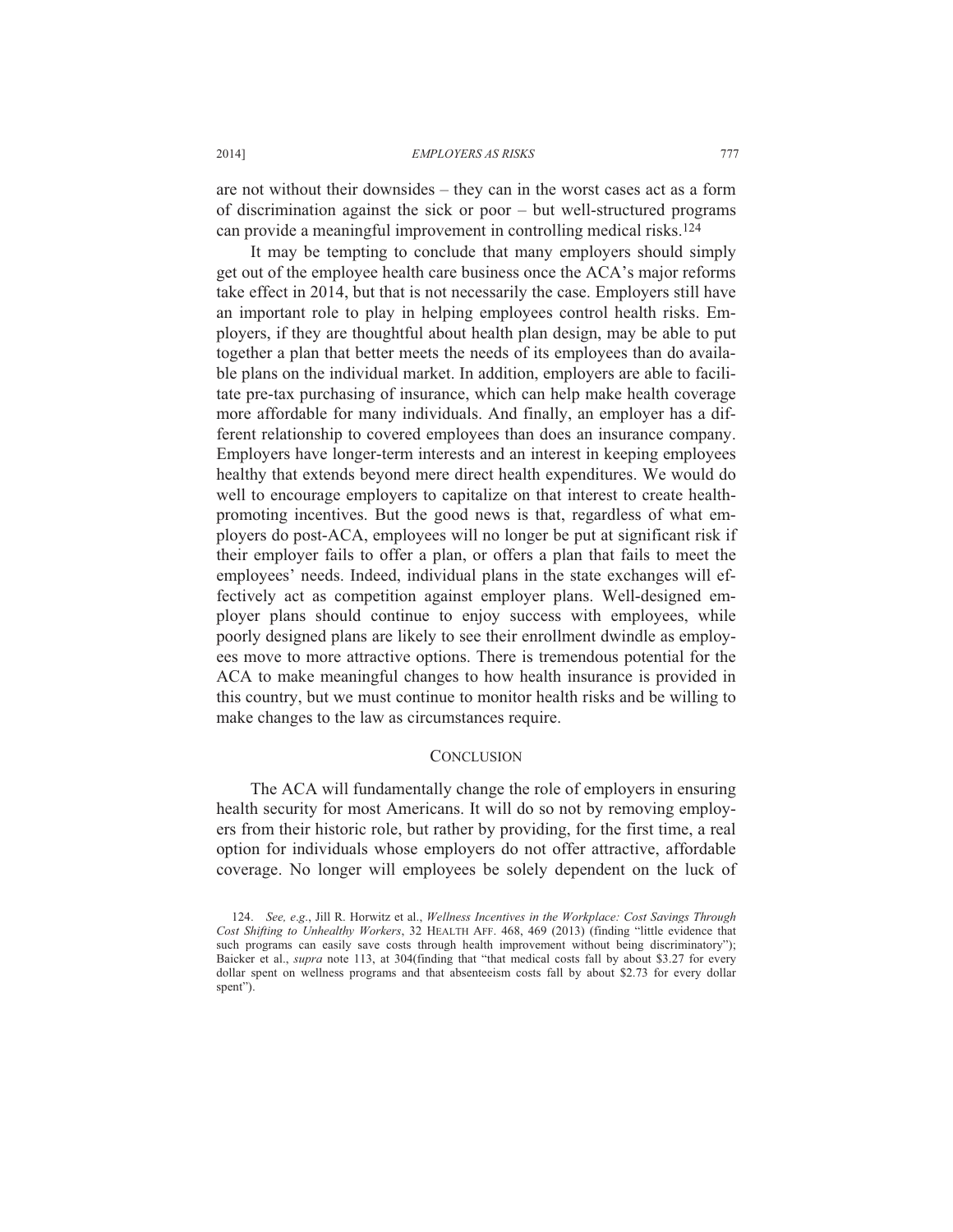are not without their downsides – they can in the worst cases act as a form of discrimination against the sick or poor – but well-structured programs can provide a meaningful improvement in controlling medical risks.[124]

It may be tempting to conclude that many employers should simply get out of the employee health care business once the ACA's major reforms take effect in 2014, but that is not necessarily the case. Employers still have an important role to play in helping employees control health risks. Employers, if they are thoughtful about health plan design, may be able to put together a plan that better meets the needs of its employees than do available plans on the individual market. In addition, employers are able to facilitate pre-tax purchasing of insurance, which can help make health coverage more affordable for many individuals. And finally, an employer has a different relationship to covered employees than does an insurance company. Employers have longer-term interests and an interest in keeping employees healthy that extends beyond mere direct health expenditures. We would do well to encourage employers to capitalize on that interest to create health-promoting incentives. But the good news is that, regardless of what employers do post-ACA, employees will no longer be put at significant risk if their employer fails to offer a plan, or offers a plan that fails to meet the employees' needs. Indeed, individual plans in the state exchanges will effectively act as competition against employer plans. Well-designed employer plans should continue to enjoy success with employees, while poorly designed plans are likely to see their enrollment dwindle as employees move to more attractive options. There is tremendous potential for the ACA to make meaningful changes to how health insurance is provided in this country, but we must continue to monitor health risks and be willing to make changes to the law as circumstances require.

## CONCLUSION

The ACA will fundamentally change the role of employers in ensuring health security for most Americans. It will do so not by removing employers from their historic role, but rather by providing, for the first time, a real option for individuals whose employers do not offer attractive, affordable coverage. No longer will employees be solely dependent on the luck of

---

124. *See, e.g.*, Jill R. Horwitz et al., *Wellness Incentives in the Workplace: Cost Savings Through Cost Shifting to Unhealthy Workers*, 32 HEALTH AFF. 468, 469 (2013) (finding "little evidence that such programs can easily save costs through health improvement without being discriminatory"); Baicker et al., *supra* note 113, at 304(finding that "that medical costs fall by about $3.27 for every dollar spent on wellness programs and that absenteeism costs fall by about $2.73 for every dollar spent").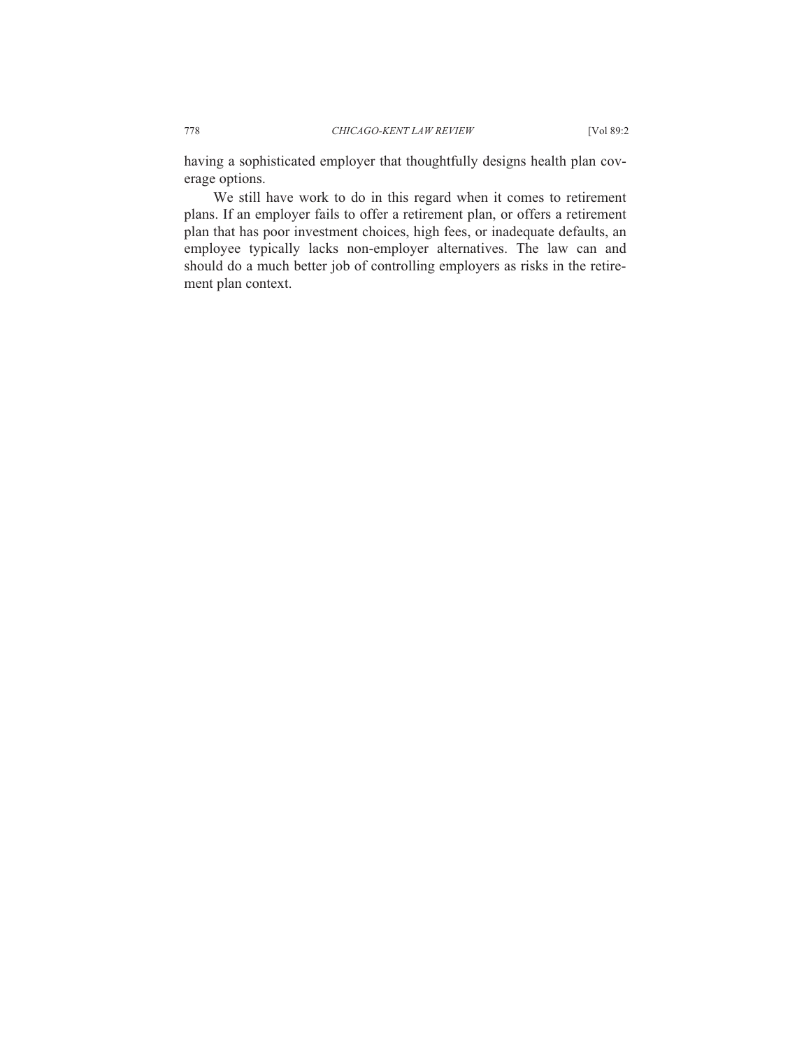having a sophisticated employer that thoughtfully designs health plan coverage options.

We still have work to do in this regard when it comes to retirement plans. If an employer fails to offer a retirement plan, or offers a retirement plan that has poor investment choices, high fees, or inadequate defaults, an employee typically lacks non-employer alternatives. The law can and should do a much better job of controlling employers as risks in the retirement plan context.